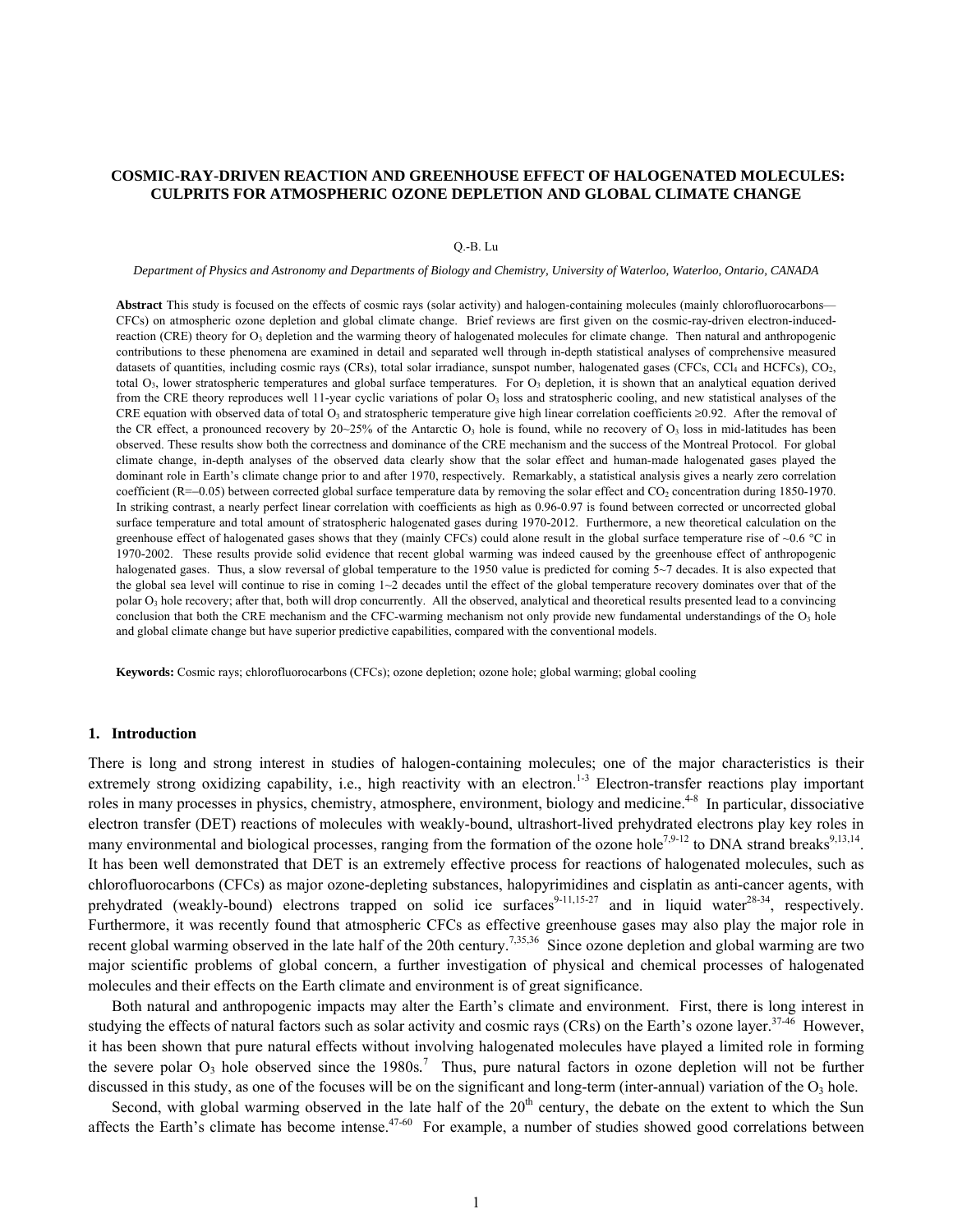# COSMIC-RAY-DRIVEN REACTION AND GREENHOUSE EFFECT OF HALOGENATED MOLECULES: CULPRITS FOR ATMOSPHERIC OZONE DEPLETION AND GLOBAL CLIMATE CHANGE

Q.-B. Lu

*Department of Physics and Astronomy and Departments of Biology and Chemistry, University of Waterloo, Waterloo, Ontario, CANADA*

**Abstract** This study is focused on the effects of cosmic rays (solar activity) and halogen-containing molecules (mainly chlorofluorocarbons—CFCs) on atmospheric ozone depletion and global climate change. Brief reviews are first given on the cosmic-ray-driven electron-induced-reaction (CRE) theory for $O_3$ depletion and the warming theory of halogenated molecules for climate change. Then natural and anthropogenic contributions to these phenomena are examined in detail and separated well through in-depth statistical analyses of comprehensive measured datasets of quantities, including cosmic rays (CRs), total solar irradiance, sunspot number, halogenated gases (CFCs, $CCl_4$ and HCFCs), $CO_2$, total $O_3$, lower stratospheric temperatures and global surface temperatures. For $O_3$ depletion, it is shown that an analytical equation derived from the CRE theory reproduces well 11-year cyclic variations of polar $O_3$ loss and stratospheric cooling, and new statistical analyses of the CRE equation with observed data of total $O_3$ and stratospheric temperature give high linear correlation coefficients $\geq 0.92$. After the removal of the CR effect, a pronounced recovery by 20~25% of the Antarctic $O_3$ hole is found, while no recovery of $O_3$ loss in mid-latitudes has been observed. These results show both the correctness and dominance of the CRE mechanism and the success of the Montreal Protocol. For global climate change, in-depth analyses of the observed data clearly show that the solar effect and human-made halogenated gases played the dominant role in Earth's climate change prior to and after 1970, respectively. Remarkably, a statistical analysis gives a nearly zero correlation coefficient ($R=-0.05$) between corrected global surface temperature data by removing the solar effect and $CO_2$ concentration during 1850-1970. In striking contrast, a nearly perfect linear correlation with coefficients as high as 0.96-0.97 is found between corrected or uncorrected global surface temperature and total amount of stratospheric halogenated gases during 1970-2012. Furthermore, a new theoretical calculation on the greenhouse effect of halogenated gases shows that they (mainly CFCs) could alone result in the global surface temperature rise of ~0.6 °C in 1970-2002. These results provide solid evidence that recent global warming was indeed caused by the greenhouse effect of anthropogenic halogenated gases. Thus, a slow reversal of global temperature to the 1950 value is predicted for coming 5~7 decades. It is also expected that the global sea level will continue to rise in coming 1~2 decades until the effect of the global temperature recovery dominates over that of the polar $O_3$ hole recovery; after that, both will drop concurrently. All the observed, analytical and theoretical results presented lead to a convincing conclusion that both the CRE mechanism and the CFC-warming mechanism not only provide new fundamental understandings of the $O_3$ hole and global climate change but have superior predictive capabilities, compared with the conventional models.

**Keywords:** Cosmic rays; chlorofluorocarbons (CFCs); ozone depletion; ozone hole; global warming; global cooling

## 1. Introduction

There is long and strong interest in studies of halogen-containing molecules; one of the major characteristics is their extremely strong oxidizing capability, i.e., high reactivity with an electron.[1-3] Electron-transfer reactions play important roles in many processes in physics, chemistry, atmosphere, environment, biology and medicine.[4-8] In particular, dissociative electron transfer (DET) reactions of molecules with weakly-bound, ultrashort-lived prehydrated electrons play key roles in many environmental and biological processes, ranging from the formation of the ozone hole[7,9-12] to DNA strand breaks[9,13,14]. It has been well demonstrated that DET is an extremely effective process for reactions of halogenated molecules, such as chlorofluorocarbons (CFCs) as major ozone-depleting substances, halopyrimidines and cisplatin as anti-cancer agents, with prehydrated (weakly-bound) electrons trapped on solid ice surfaces[9-11,15-27] and in liquid water[28-34], respectively. Furthermore, it was recently found that atmospheric CFCs as effective greenhouse gases may also play the major role in recent global warming observed in the late half of the 20th century.[7,35,36] Since ozone depletion and global warming are two major scientific problems of global concern, a further investigation of physical and chemical processes of halogenated molecules and their effects on the Earth climate and environment is of great significance.

Both natural and anthropogenic impacts may alter the Earth's climate and environment. First, there is long interest in studying the effects of natural factors such as solar activity and cosmic rays (CRs) on the Earth's ozone layer.[37-46] However, it has been shown that pure natural effects without involving halogenated molecules have played a limited role in forming the severe polar $O_3$ hole observed since the 1980s.[7] Thus, pure natural factors in ozone depletion will not be further discussed in this study, as one of the focuses will be on the significant and long-term (inter-annual) variation of the $O_3$ hole.

Second, with global warming observed in the late half of the 20th century, the debate on the extent to which the Sun affects the Earth's climate has become intense.[47-60] For example, a number of studies showed good correlations between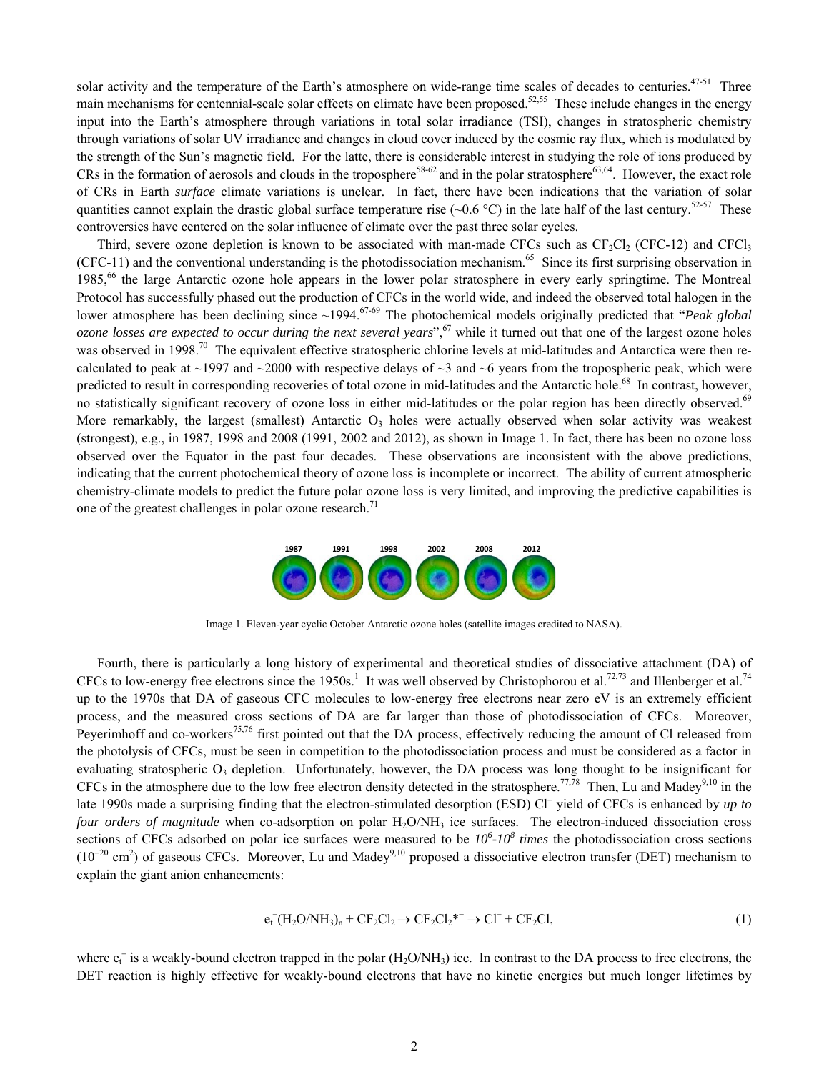solar activity and the temperature of the Earth's atmosphere on wide-range time scales of decades to centuries.[47-51] Three main mechanisms for centennial-scale solar effects on climate have been proposed.[52,55] These include changes in the energy input into the Earth's atmosphere through variations in total solar irradiance (TSI), changes in stratospheric chemistry through variations of solar UV irradiance and changes in cloud cover induced by the cosmic ray flux, which is modulated by the strength of the Sun's magnetic field. For the latte, there is considerable interest in studying the role of ions produced by CRs in the formation of aerosols and clouds in the troposphere[58-62] and in the polar stratosphere[63,64]. However, the exact role of CRs in Earth *surface* climate variations is unclear. In fact, there have been indications that the variation of solar quantities cannot explain the drastic global surface temperature rise (~0.6 °C) in the late half of the last century.[52-57] These controversies have centered on the solar influence of climate over the past three solar cycles.

Third, severe ozone depletion is known to be associated with man-made CFCs such as $CF_2Cl_2$ (CFC-12) and $CFCl_3$ (CFC-11) and the conventional understanding is the photodissociation mechanism.[65] Since its first surprising observation in 1985,[66] the large Antarctic ozone hole appears in the lower polar stratosphere in every early springtime. The Montreal Protocol has successfully phased out the production of CFCs in the world wide, and indeed the observed total halogen in the lower atmosphere has been declining since ~1994.[67-69] The photochemical models originally predicted that "*Peak global ozone losses are expected to occur during the next several years*",[67] while it turned out that one of the largest ozone holes was observed in 1998.[70] The equivalent effective stratospheric chlorine levels at mid-latitudes and Antarctica were then re-calculated to peak at ~1997 and ~2000 with respective delays of ~3 and ~6 years from the tropospheric peak, which were predicted to result in corresponding recoveries of total ozone in mid-latitudes and the Antarctic hole.[68] In contrast, however, no statistically significant recovery of ozone loss in either mid-latitudes or the polar region has been directly observed.[69] More remarkably, the largest (smallest) Antarctic $O_3$ holes were actually observed when solar activity was weakest (strongest), e.g., in 1987, 1998 and 2008 (1991, 2002 and 2012), as shown in Image 1. In fact, there has been no ozone loss observed over the Equator in the past four decades. These observations are inconsistent with the above predictions, indicating that the current photochemical theory of ozone loss is incomplete or incorrect. The ability of current atmospheric chemistry-climate models to predict the future polar ozone loss is very limited, and improving the predictive capabilities is one of the greatest challenges in polar ozone research.[71]

Image 1. Eleven-year cyclic October Antarctic ozone holes (satellite images credited to NASA).

Fourth, there is particularly a long history of experimental and theoretical studies of dissociative attachment (DA) of CFCs to low-energy free electrons since the 1950s.[1] It was well observed by Christophorou et al.[72,73] and Illenberger et al.[74] up to the 1970s that DA of gaseous CFC molecules to low-energy free electrons near zero eV is an extremely efficient process, and the measured cross sections of DA are far larger than those of photodissociation of CFCs. Moreover, Peyerimhoff and co-workers[75,76] first pointed out that the DA process, effectively reducing the amount of Cl released from the photolysis of CFCs, must be seen in competition to the photodissociation process and must be considered as a factor in evaluating stratospheric $O_3$ depletion. Unfortunately, however, the DA process was long thought to be insignificant for CFCs in the atmosphere due to the low free electron density detected in the stratosphere.[77,78] Then, Lu and Madey[9,10] in the late 1990s made a surprising finding that the electron-stimulated desorption (ESD) $Cl^-$ yield of CFCs is enhanced by *up to four orders of magnitude* when co-adsorption on polar $H_2O/NH_3$ ice surfaces. The electron-induced dissociation cross sections of CFCs adsorbed on polar ice surfaces were measured to be ***$10^6$-$10^8$ times*** the photodissociation cross sections ($10^{-20}$ cm$^2$) of gaseous CFCs. Moreover, Lu and Madey[9,10] proposed a dissociative electron transfer (DET) mechanism to explain the giant anion enhancements:

$$e_t^-(H_2O/NH_3)_n + CF_2Cl_2 \rightarrow CF_2Cl_2^{*-} \rightarrow Cl^- + CF_2Cl, \tag{1}$$

where $e_t^-$ is a weakly-bound electron trapped in the polar ($H_2O/NH_3$) ice. In contrast to the DA process to free electrons, the DET reaction is highly effective for weakly-bound electrons that have no kinetic energies but much longer lifetimes by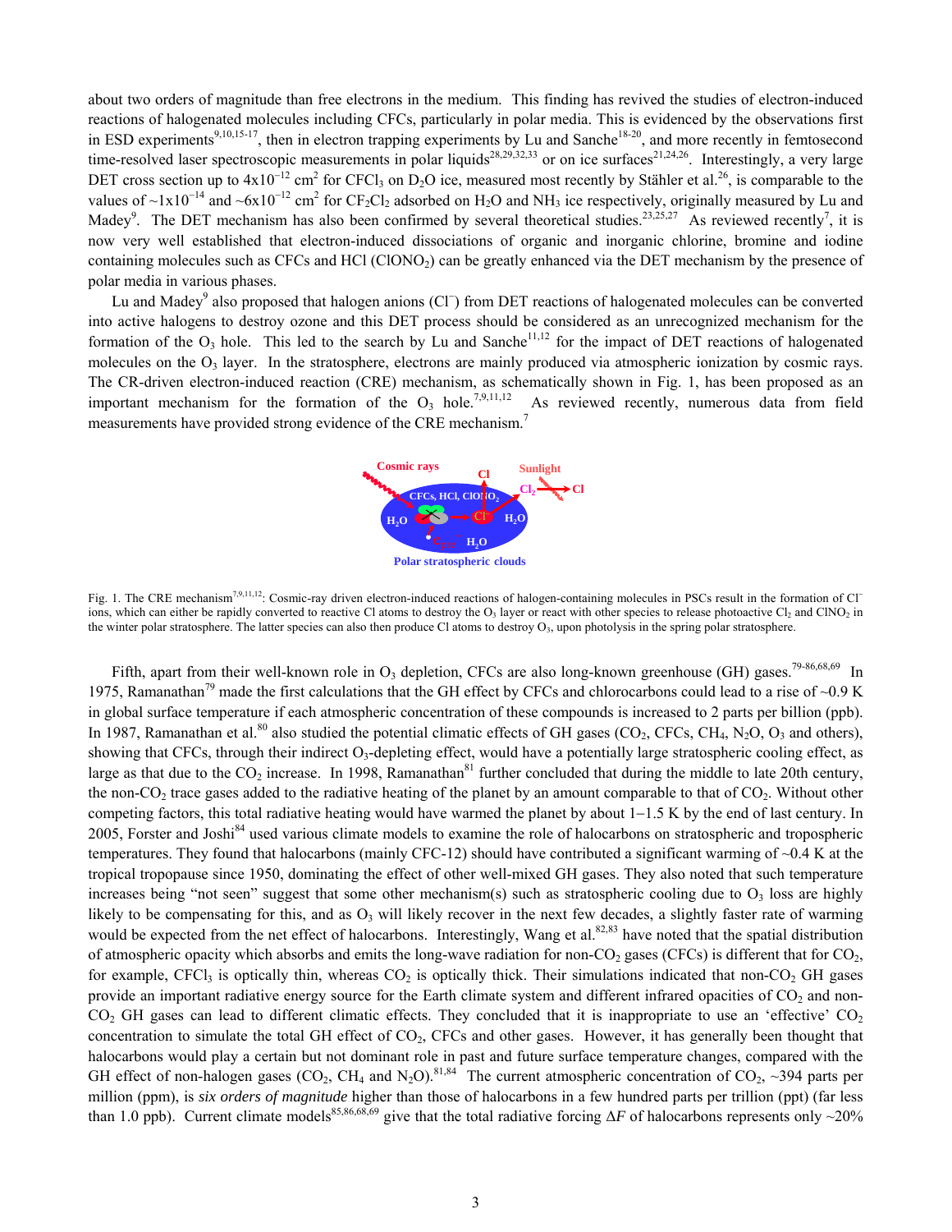about two orders of magnitude than free electrons in the medium. This finding has revived the studies of electron-induced reactions of halogenated molecules including CFCs, particularly in polar media. This is evidenced by the observations first in ESD experiments[9,10,15-17], then in electron trapping experiments by Lu and Sanche[18-20], and more recently in femtosecond time-resolved laser spectroscopic measurements in polar liquids[28,29,32,33] or on ice surfaces[21,24,26]. Interestingly, a very large DET cross section up to $4\times10^{-12}$ cm$^2$ for $CFCl_3$ on $D_2O$ ice, measured most recently by Stähler et al.[26], is comparable to the values of $\sim1\times10^{-14}$ and $\sim6\times10^{-12}$ cm$^2$ for $CF_2Cl_2$ adsorbed on $H_2O$ and $NH_3$ ice respectively, originally measured by Lu and Madey[9]. The DET mechanism has also been confirmed by several theoretical studies.[23,25,27] As reviewed recently[7], it is now very well established that electron-induced dissociations of organic and inorganic chlorine, bromine and iodine containing molecules such as CFCs and HCl ($ClONO_2$) can be greatly enhanced via the DET mechanism by the presence of polar media in various phases.

Lu and Madey[9] also proposed that halogen anions ($Cl^-$) from DET reactions of halogenated molecules can be converted into active halogens to destroy ozone and this DET process should be considered as an unrecognized mechanism for the formation of the $O_3$ hole. This led to the search by Lu and Sanche[11,12] for the impact of DET reactions of halogenated molecules on the $O_3$ layer. In the stratosphere, electrons are mainly produced via atmospheric ionization by cosmic rays. The CR-driven electron-induced reaction (CRE) mechanism, as schematically shown in Fig. 1, has been proposed as an important mechanism for the formation of the $O_3$ hole.[7,9,11,12] As reviewed recently, numerous data from field measurements have provided strong evidence of the CRE mechanism.[7]

Fig. 1. The CRE mechanism[7,9,11,12]: Cosmic-ray driven electron-induced reactions of halogen-containing molecules in PSCs result in the formation of $Cl^-$ ions, which can either be rapidly converted to reactive Cl atoms to destroy the $O_3$ layer or react with other species to release photoactive $Cl_2$ and $ClNO_2$ in the winter polar stratosphere. The latter species can also then produce Cl atoms to destroy $O_3$, upon photolysis in the spring polar stratosphere.

Fifth, apart from their well-known role in $O_3$ depletion, CFCs are also long-known greenhouse (GH) gases.[79-86,68,69] In 1975, Ramanathan[79] made the first calculations that the GH effect by CFCs and chlorocarbons could lead to a rise of ~0.9 K in global surface temperature if each atmospheric concentration of these compounds is increased to 2 parts per billion (ppb). In 1987, Ramanathan et al.[80] also studied the potential climatic effects of GH gases ($CO_2$, CFCs, $CH_4$, $N_2O$, $O_3$ and others), showing that CFCs, through their indirect $O_3$-depleting effect, would have a potentially large stratospheric cooling effect, as large as that due to the $CO_2$ increase. In 1998, Ramanathan[81] further concluded that during the middle to late 20th century, the non-$CO_2$ trace gases added to the radiative heating of the planet by an amount comparable to that of $CO_2$. Without other competing factors, this total radiative heating would have warmed the planet by about 1−1.5 K by the end of last century. In 2005, Forster and Joshi[84] used various climate models to examine the role of halocarbons on stratospheric and tropospheric temperatures. They found that halocarbons (mainly CFC-12) should have contributed a significant warming of ~0.4 K at the tropical tropopause since 1950, dominating the effect of other well-mixed GH gases. They also noted that such temperature increases being "not seen" suggest that some other mechanism(s) such as stratospheric cooling due to $O_3$ loss are highly likely to be compensating for this, and as $O_3$ will likely recover in the next few decades, a slightly faster rate of warming would be expected from the net effect of halocarbons. Interestingly, Wang et al.[82,83] have noted that the spatial distribution of atmospheric opacity which absorbs and emits the long-wave radiation for non-$CO_2$ gases (CFCs) is different that for $CO_2$, for example, $CFCl_3$ is optically thin, whereas $CO_2$ is optically thick. Their simulations indicated that non-$CO_2$ GH gases provide an important radiative energy source for the Earth climate system and different infrared opacities of $CO_2$ and non-$CO_2$ GH gases can lead to different climatic effects. They concluded that it is inappropriate to use an 'effective' $CO_2$ concentration to simulate the total GH effect of $CO_2$, CFCs and other gases. However, it has generally been thought that halocarbons would play a certain but not dominant role in past and future surface temperature changes, compared with the GH effect of non-halogen gases ($CO_2$, $CH_4$ and $N_2O$).[81,84] The current atmospheric concentration of $CO_2$, ~394 parts per million (ppm), is *six orders of magnitude* higher than those of halocarbons in a few hundred parts per trillion (ppt) (far less than 1.0 ppb). Current climate models[85,86,68,69] give that the total radiative forcing $\Delta F$ of halocarbons represents only ~20%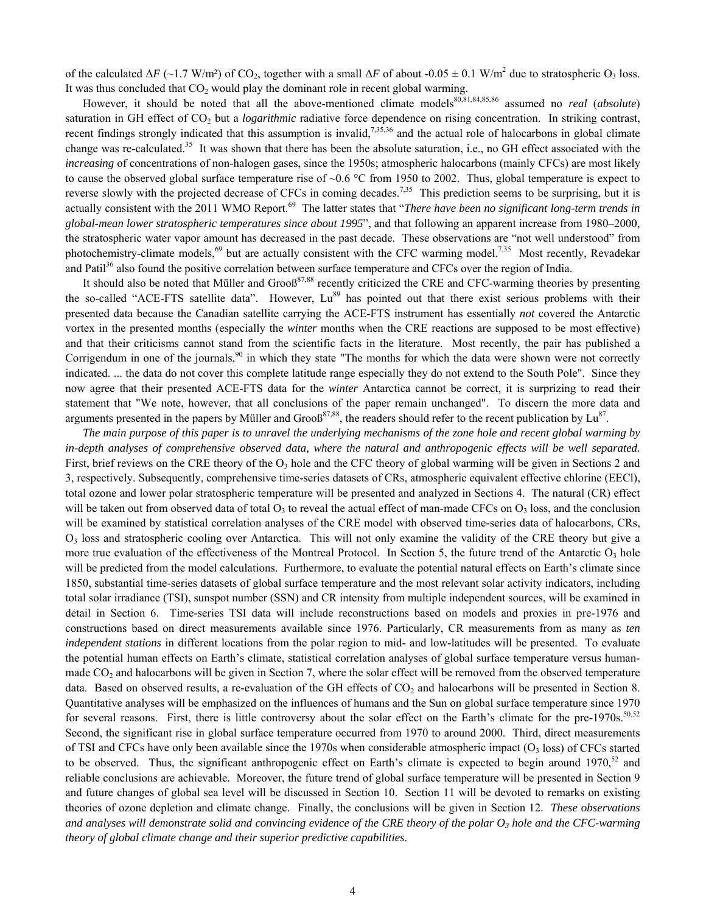of the calculated $\Delta F$ (~1.7 W/m²) of $CO_2$, together with a small $\Delta F$ of about $-0.05 \pm 0.1$ W/m$^2$ due to stratospheric $O_3$ loss. It was thus concluded that $CO_2$ would play the dominant role in recent global warming.

However, it should be noted that all the above-mentioned climate models[80,81,84,85,86] assumed no *real* (*absolute*) saturation in GH effect of $CO_2$ but a *logarithmic* radiative force dependence on rising concentration. In striking contrast, recent findings strongly indicated that this assumption is invalid,[7,35,36] and the actual role of halocarbons in global climate change was re-calculated.[35] It was shown that there has been the absolute saturation, i.e., no GH effect associated with the *increasing* of concentrations of non-halogen gases, since the 1950s; atmospheric halocarbons (mainly CFCs) are most likely to cause the observed global surface temperature rise of ~0.6 °C from 1950 to 2002. Thus, global temperature is expect to reverse slowly with the projected decrease of CFCs in coming decades.[7,35] This prediction seems to be surprising, but it is actually consistent with the 2011 WMO Report.[69] The latter states that "*There have been no significant long-term trends in global-mean lower stratospheric temperatures since about 1995*", and that following an apparent increase from 1980–2000, the stratospheric water vapor amount has decreased in the past decade. These observations are "not well understood" from photochemistry-climate models,[69] but are actually consistent with the CFC warming model.[7,35] Most recently, Revadekar and Patil[36] also found the positive correlation between surface temperature and CFCs over the region of India.

It should also be noted that Müller and Grooß[87,88] recently criticized the CRE and CFC-warming theories by presenting the so-called "ACE-FTS satellite data". However, Lu[89] has pointed out that there exist serious problems with their presented data because the Canadian satellite carrying the ACE-FTS instrument has essentially *not* covered the Antarctic vortex in the presented months (especially the *winter* months when the CRE reactions are supposed to be most effective) and that their criticisms cannot stand from the scientific facts in the literature. Most recently, the pair has published a Corrigendum in one of the journals,[90] in which they state "The months for which the data were shown were not correctly indicated. ... the data do not cover this complete latitude range especially they do not extend to the South Pole". Since they now agree that their presented ACE-FTS data for the *winter* Antarctica cannot be correct, it is surprizing to read their statement that "We note, however, that all conclusions of the paper remain unchanged". To discern the more data and arguments presented in the papers by Müller and Grooß[87,88], the readers should refer to the recent publication by Lu[87].

*The main purpose of this paper is to unravel the underlying mechanisms of the zone hole and recent global warming by in-depth analyses of comprehensive observed data, where the natural and anthropogenic effects will be well separated.* First, brief reviews on the CRE theory of the $O_3$ hole and the CFC theory of global warming will be given in Sections 2 and 3, respectively. Subsequently, comprehensive time-series datasets of CRs, atmospheric equivalent effective chlorine (EECl), total ozone and lower polar stratospheric temperature will be presented and analyzed in Sections 4. The natural (CR) effect will be taken out from observed data of total $O_3$ to reveal the actual effect of man-made CFCs on $O_3$ loss, and the conclusion will be examined by statistical correlation analyses of the CRE model with observed time-series data of halocarbons, CRs, $O_3$ loss and stratospheric cooling over Antarctica. This will not only examine the validity of the CRE theory but give a more true evaluation of the effectiveness of the Montreal Protocol. In Section 5, the future trend of the Antarctic $O_3$ hole will be predicted from the model calculations. Furthermore, to evaluate the potential natural effects on Earth's climate since 1850, substantial time-series datasets of global surface temperature and the most relevant solar activity indicators, including total solar irradiance (TSI), sunspot number (SSN) and CR intensity from multiple independent sources, will be examined in detail in Section 6. Time-series TSI data will include reconstructions based on models and proxies in pre-1976 and constructions based on direct measurements available since 1976. Particularly, CR measurements from as many as *ten independent stations* in different locations from the polar region to mid- and low-latitudes will be presented. To evaluate the potential human effects on Earth's climate, statistical correlation analyses of global surface temperature versus human-made $CO_2$ and halocarbons will be given in Section 7, where the solar effect will be removed from the observed temperature data. Based on observed results, a re-evaluation of the GH effects of $CO_2$ and halocarbons will be presented in Section 8. Quantitative analyses will be emphasized on the influences of humans and the Sun on global surface temperature since 1970 for several reasons. First, there is little controversy about the solar effect on the Earth's climate for the pre-1970s.[50,52] Second, the significant rise in global surface temperature occurred from 1970 to around 2000. Third, direct measurements of TSI and CFCs have only been available since the 1970s when considerable atmospheric impact ($O_3$ loss) of CFCs started to be observed. Thus, the significant anthropogenic effect on Earth's climate is expected to begin around 1970,[52] and reliable conclusions are achievable. Moreover, the future trend of global surface temperature will be presented in Section 9 and future changes of global sea level will be discussed in Section 10. Section 11 will be devoted to remarks on existing theories of ozone depletion and climate change. Finally, the conclusions will be given in Section 12. *These observations and analyses will demonstrate solid and convincing evidence of the CRE theory of the polar $O_3$ hole and the CFC-warming theory of global climate change and their superior predictive capabilities*.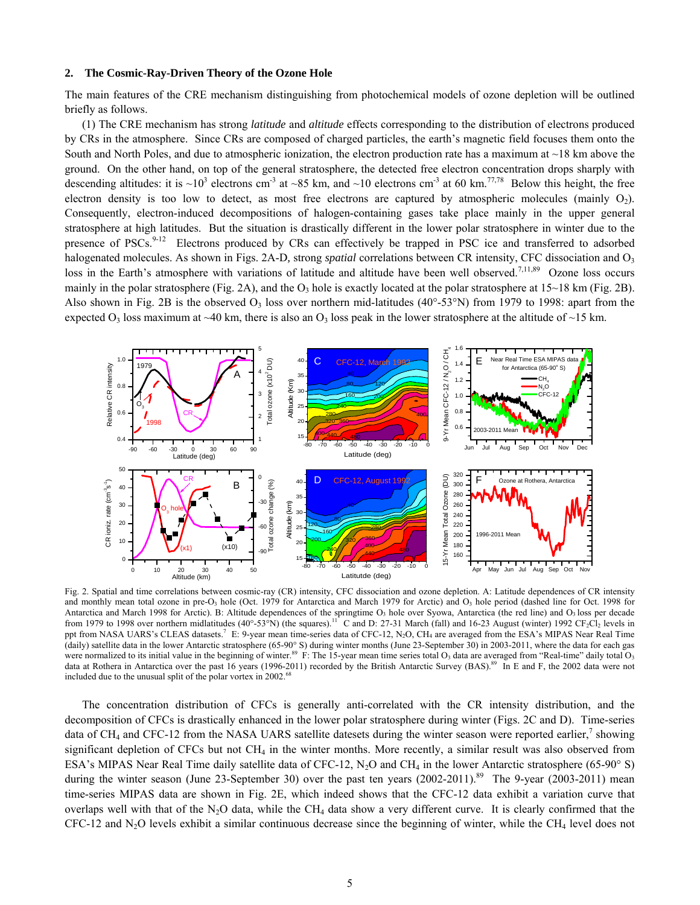## 2. The Cosmic-Ray-Driven Theory of the Ozone Hole

The main features of the CRE mechanism distinguishing from photochemical models of ozone depletion will be outlined briefly as follows.

(1) The CRE mechanism has strong *latitude* and *altitude* effects corresponding to the distribution of electrons produced by CRs in the atmosphere. Since CRs are composed of charged particles, the earth's magnetic field focuses them onto the South and North Poles, and due to atmospheric ionization, the electron production rate has a maximum at ~18 km above the ground. On the other hand, on top of the general stratosphere, the detected free electron concentration drops sharply with descending altitudes: it is ~$10^3$ electrons $cm^{-3}$ at ~85 km, and ~10 electrons $cm^{-3}$ at 60 km.[77,78] Below this height, the free electron density is too low to detect, as most free electrons are captured by atmospheric molecules (mainly $O_2$). Consequently, electron-induced decompositions of halogen-containing gases take place mainly in the upper general stratosphere at high latitudes. But the situation is drastically different in the lower polar stratosphere in winter due to the presence of PSCs.[9-12] Electrons produced by CRs can effectively be trapped in PSC ice and transferred to adsorbed halogenated molecules. As shown in Figs. 2A-D, strong *spatial* correlations between CR intensity, CFC dissociation and $O_3$ loss in the Earth's atmosphere with variations of latitude and altitude have been well observed.[7,11,89] Ozone loss occurs mainly in the polar stratosphere (Fig. 2A), and the $O_3$ hole is exactly located at the polar stratosphere at 15~18 km (Fig. 2B). Also shown in Fig. 2B is the observed $O_3$ loss over northern mid-latitudes (40°-53°N) from 1979 to 1998: apart from the expected $O_3$ loss maximum at ~40 km, there is also an $O_3$ loss peak in the lower stratosphere at the altitude of ~15 km.

Fig. 2. Spatial and time correlations between cosmic-ray (CR) intensity, CFC dissociation and ozone depletion. A: Latitude dependences of CR intensity and monthly mean total ozone in pre-$O_3$ hole (Oct. 1979 for Antarctica and March 1979 for Arctic) and $O_3$ hole period (dashed line for Oct. 1998 for Antarctica and March 1998 for Arctic). B: Altitude dependences of the springtime $O_3$ hole over Syowa, Antarctica (the red line) and $O_3$ loss per decade from 1979 to 1998 over northern midlatitudes (40°-53°N) (the squares).[11] C and D: 27-31 March (fall) and 16-23 August (winter) 1992 $CF_2Cl_2$ levels in ppt from NASA UARS's CLEAS datasets.[7] E: 9-year mean time-series data of CFC-12, $N_2O$, $CH_4$ are averaged from the ESA's MIPAS Near Real Time (daily) satellite data in the lower Antarctic stratosphere (65-90° S) during winter months (June 23-September 30) in 2003-2011, where the data for each gas were normalized to its initial value in the beginning of winter.[89] F: The 15-year mean time series total $O_3$ data are averaged from "Real-time" daily total $O_3$ data at Rothera in Antarctica over the past 16 years (1996-2011) recorded by the British Antarctic Survey (BAS).[89] In E and F, the 2002 data were not included due to the unusual split of the polar vortex in 2002.[68]

The concentration distribution of CFCs is generally anti-correlated with the CR intensity distribution, and the decomposition of CFCs is drastically enhanced in the lower polar stratosphere during winter (Figs. 2C and D). Time-series data of $CH_4$ and CFC-12 from the NASA UARS satellite datesets during the winter season were reported earlier,[7] showing significant depletion of CFCs but not $CH_4$ in the winter months. More recently, a similar result was also observed from ESA's MIPAS Near Real Time daily satellite data of CFC-12, $N_2O$ and $CH_4$ in the lower Antarctic stratosphere (65-90° S) during the winter season (June 23-September 30) over the past ten years (2002-2011).[89] The 9-year (2003-2011) mean time-series MIPAS data are shown in Fig. 2E, which indeed shows that the CFC-12 data exhibit a variation curve that overlaps well with that of the $N_2O$ data, while the $CH_4$ data show a very different curve. It is clearly confirmed that the CFC-12 and $N_2O$ levels exhibit a similar continuous decrease since the beginning of winter, while the $CH_4$ level does not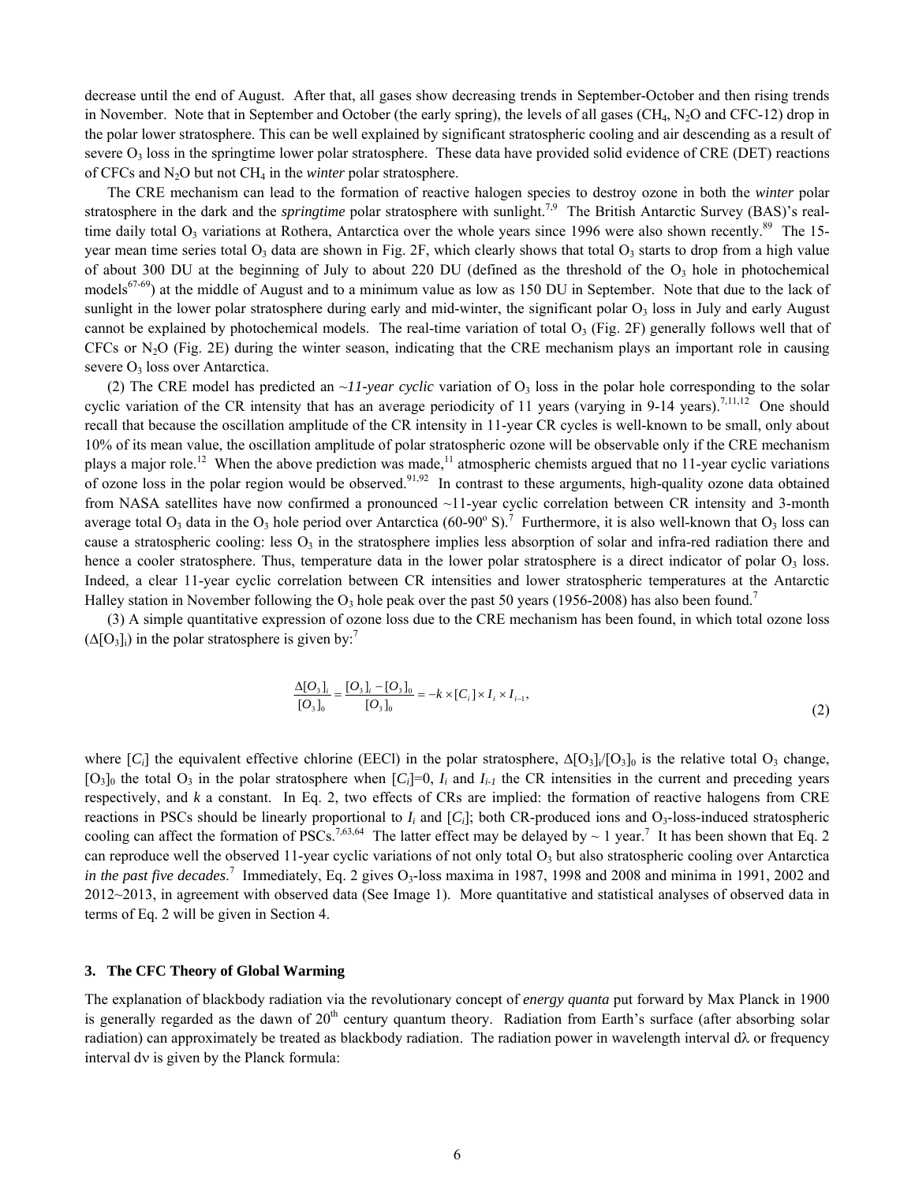decrease until the end of August. After that, all gases show decreasing trends in September-October and then rising trends in November. Note that in September and October (the early spring), the levels of all gases ($CH_4$, $N_2O$ and CFC-12) drop in the polar lower stratosphere. This can be well explained by significant stratospheric cooling and air descending as a result of severe $O_3$ loss in the springtime lower polar stratosphere. These data have provided solid evidence of CRE (DET) reactions of CFCs and $N_2O$ but not $CH_4$ in the *winter* polar stratosphere.

The CRE mechanism can lead to the formation of reactive halogen species to destroy ozone in both the *winter* polar stratosphere in the dark and the *springtime* polar stratosphere with sunlight.[7,9] The British Antarctic Survey (BAS)'s real-time daily total $O_3$ variations at Rothera, Antarctica over the whole years since 1996 were also shown recently.[89] The 15-year mean time series total $O_3$ data are shown in Fig. 2F, which clearly shows that total $O_3$ starts to drop from a high value of about 300 DU at the beginning of July to about 220 DU (defined as the threshold of the $O_3$ hole in photochemical models[67-69]) at the middle of August and to a minimum value as low as 150 DU in September. Note that due to the lack of sunlight in the lower polar stratosphere during early and mid-winter, the significant polar $O_3$ loss in July and early August cannot be explained by photochemical models. The real-time variation of total $O_3$ (Fig. 2F) generally follows well that of CFCs or $N_2O$ (Fig. 2E) during the winter season, indicating that the CRE mechanism plays an important role in causing severe $O_3$ loss over Antarctica.

(2) The CRE model has predicted an *~11-year cyclic* variation of $O_3$ loss in the polar hole corresponding to the solar cyclic variation of the CR intensity that has an average periodicity of 11 years (varying in 9-14 years).[7,11,12] One should recall that because the oscillation amplitude of the CR intensity in 11-year CR cycles is well-known to be small, only about 10% of its mean value, the oscillation amplitude of polar stratospheric ozone will be observable only if the CRE mechanism plays a major role.[12] When the above prediction was made,[11] atmospheric chemists argued that no 11-year cyclic variations of ozone loss in the polar region would be observed.[91,92] In contrast to these arguments, high-quality ozone data obtained from NASA satellites have now confirmed a pronounced ~11-year cyclic correlation between CR intensity and 3-month average total $O_3$ data in the $O_3$ hole period over Antarctica (60-90$^o$ S).[7] Furthermore, it is also well-known that $O_3$ loss can cause a stratospheric cooling: less $O_3$ in the stratosphere implies less absorption of solar and infra-red radiation there and hence a cooler stratosphere. Thus, temperature data in the lower polar stratosphere is a direct indicator of polar $O_3$ loss. Indeed, a clear 11-year cyclic correlation between CR intensities and lower stratospheric temperatures at the Antarctic Halley station in November following the $O_3$ hole peak over the past 50 years (1956-2008) has also been found.[7]

(3) A simple quantitative expression of ozone loss due to the CRE mechanism has been found, in which total ozone loss ($\Delta[O_3]_i$) in the polar stratosphere is given by:[7]

$$\frac{\Delta[O_3]_i}{[O_3]_0} = \frac{[O_3]_i - [O_3]_0}{[O_3]_0} = -k \times [C_i] \times I_i \times I_{i-1}, \tag{2}$$

where $[C_i]$ the equivalent effective chlorine (EECl) in the polar stratosphere, $\Delta[O_3]_i/[O_3]_0$ is the relative total $O_3$ change, $[O_3]_0$ the total $O_3$ in the polar stratosphere when $[C_i]=0$, $I_i$ and $I_{i-1}$ the CR intensities in the current and preceding years respectively, and $k$ a constant. In Eq. 2, two effects of CRs are implied: the formation of reactive halogens from CRE reactions in PSCs should be linearly proportional to $I_i$ and $[C_i]$; both CR-produced ions and $O_3$-loss-induced stratospheric cooling can affect the formation of PSCs.[7,63,64] The latter effect may be delayed by ~ 1 year.[7] It has been shown that Eq. 2 can reproduce well the observed 11-year cyclic variations of not only total $O_3$ but also stratospheric cooling over Antarctica *in the past five decades*.[7] Immediately, Eq. 2 gives $O_3$-loss maxima in 1987, 1998 and 2008 and minima in 1991, 2002 and 2012~2013, in agreement with observed data (See Image 1). More quantitative and statistical analyses of observed data in terms of Eq. 2 will be given in Section 4.

### 3. The CFC Theory of Global Warming

The explanation of blackbody radiation via the revolutionary concept of *energy quanta* put forward by Max Planck in 1900 is generally regarded as the dawn of 20$^{th}$ century quantum theory. Radiation from Earth's surface (after absorbing solar radiation) can approximately be treated as blackbody radiation. The radiation power in wavelength interval $d\lambda$ or frequency interval $d\nu$ is given by the Planck formula: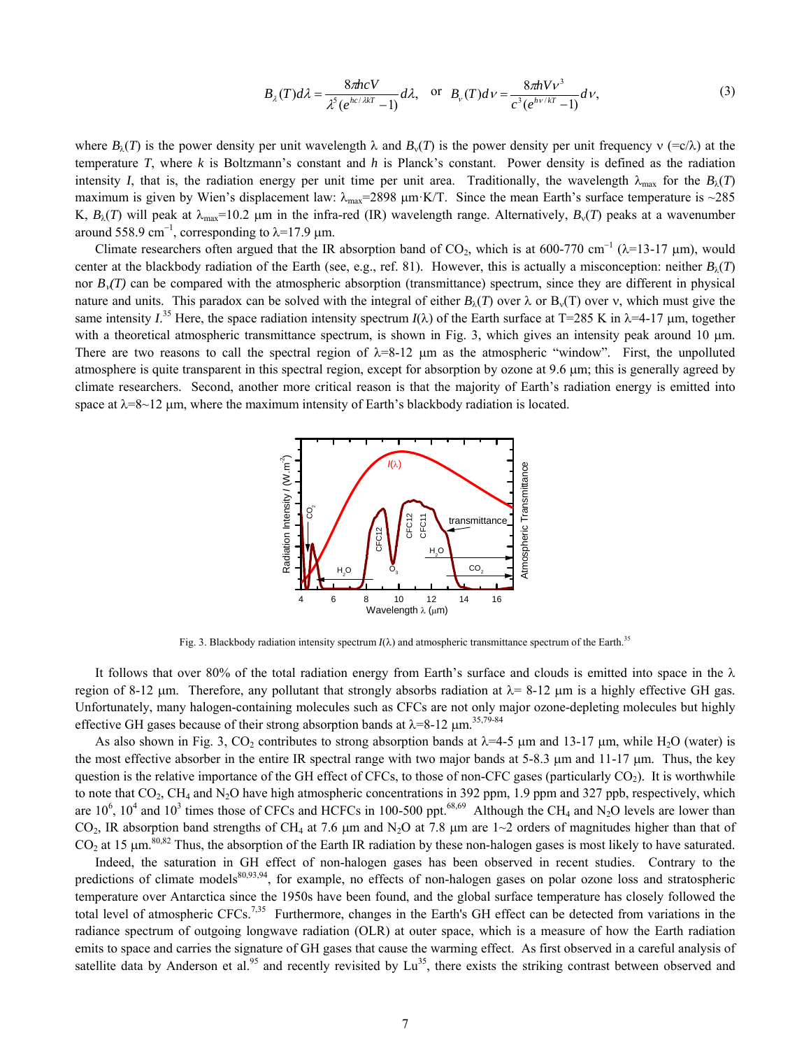$$B_\lambda(T)d\lambda = \frac{8\pi hcV}{\lambda^5(e^{hc/\lambda kT}-1)}d\lambda, \quad \text{or} \quad B_\nu(T)d\nu = \frac{8\pi hV\nu^3}{c^3(e^{h\nu/kT}-1)}d\nu, \tag{3}$$

where $B_\lambda(T)$ is the power density per unit wavelength $\lambda$ and $B_\nu(T)$ is the power density per unit frequency $\nu$ (=c/$\lambda$) at the temperature $T$, where $k$ is Boltzmann's constant and $h$ is Planck's constant. Power density is defined as the radiation intensity $I$, that is, the radiation energy per unit time per unit area. Traditionally, the wavelength $\lambda_{max}$ for the $B_\lambda(T)$ maximum is given by Wien's displacement law: $\lambda_{max}$=2898 μm·K/T. Since the mean Earth's surface temperature is ~285 K, $B_\lambda(T)$ will peak at $\lambda_{max}$=10.2 μm in the infra-red (IR) wavelength range. Alternatively, $B_\nu(T)$ peaks at a wavenumber around 558.9 cm$^{-1}$, corresponding to $\lambda$=17.9 μm.

Climate researchers often argued that the IR absorption band of $CO_2$, which is at 600-770 cm$^{-1}$ ($\lambda$=13-17 μm), would center at the blackbody radiation of the Earth (see, e.g., ref. 81). However, this is actually a misconception: neither $B_\lambda(T)$ nor $B_\nu(T)$ can be compared with the atmospheric absorption (transmittance) spectrum, since they are different in physical nature and units. This paradox can be solved with the integral of either $B_\lambda(T)$ over $\lambda$ or $B_\nu(T)$ over $\nu$, which must give the same intensity $I$.[35] Here, the space radiation intensity spectrum $I(\lambda)$ of the Earth surface at T=285 K in $\lambda$=4-17 μm, together with a theoretical atmospheric transmittance spectrum, is shown in Fig. 3, which gives an intensity peak around 10 μm. There are two reasons to call the spectral region of $\lambda$=8-12 μm as the atmospheric "window". First, the unpolluted atmosphere is quite transparent in this spectral region, except for absorption by ozone at 9.6 μm; this is generally agreed by climate researchers. Second, another more critical reason is that the majority of Earth's radiation energy is emitted into space at $\lambda$=8~12 μm, where the maximum intensity of Earth's blackbody radiation is located.

Fig. 3. Blackbody radiation intensity spectrum $I(\lambda)$ and atmospheric transmittance spectrum of the Earth.[35]

It follows that over 80% of the total radiation energy from Earth's surface and clouds is emitted into space in the $\lambda$ region of 8-12 μm. Therefore, any pollutant that strongly absorbs radiation at $\lambda$= 8-12 μm is a highly effective GH gas. Unfortunately, many halogen-containing molecules such as CFCs are not only major ozone-depleting molecules but highly effective GH gases because of their strong absorption bands at $\lambda$=8-12 μm.[35,79-84]

As also shown in Fig. 3, $CO_2$ contributes to strong absorption bands at $\lambda$=4-5 μm and 13-17 μm, while $H_2O$ (water) is the most effective absorber in the entire IR spectral range with two major bands at 5-8.3 μm and 11-17 μm. Thus, the key question is the relative importance of the GH effect of CFCs, to those of non-CFC gases (particularly $CO_2$). It is worthwhile to note that $CO_2$, $CH_4$ and $N_2O$ have high atmospheric concentrations in 392 ppm, 1.9 ppm and 327 ppb, respectively, which are $10^6$, $10^4$ and $10^3$ times those of CFCs and HCFCs in 100-500 ppt.[68,69] Although the $CH_4$ and $N_2O$ levels are lower than $CO_2$, IR absorption band strengths of $CH_4$ at 7.6 μm and $N_2O$ at 7.8 μm are 1~2 orders of magnitudes higher than that of $CO_2$ at 15 μm.[80,82] Thus, the absorption of the Earth IR radiation by these non-halogen gases is most likely to have saturated.

Indeed, the saturation in GH effect of non-halogen gases has been observed in recent studies. Contrary to the predictions of climate models[80,93,94], for example, no effects of non-halogen gases on polar ozone loss and stratospheric temperature over Antarctica since the 1950s have been found, and the global surface temperature has closely followed the total level of atmospheric CFCs.[7,35] Furthermore, changes in the Earth's GH effect can be detected from variations in the radiance spectrum of outgoing longwave radiation (OLR) at outer space, which is a measure of how the Earth radiation emits to space and carries the signature of GH gases that cause the warming effect. As first observed in a careful analysis of satellite data by Anderson et al.[95] and recently revisited by Lu[35], there exists the striking contrast between observed and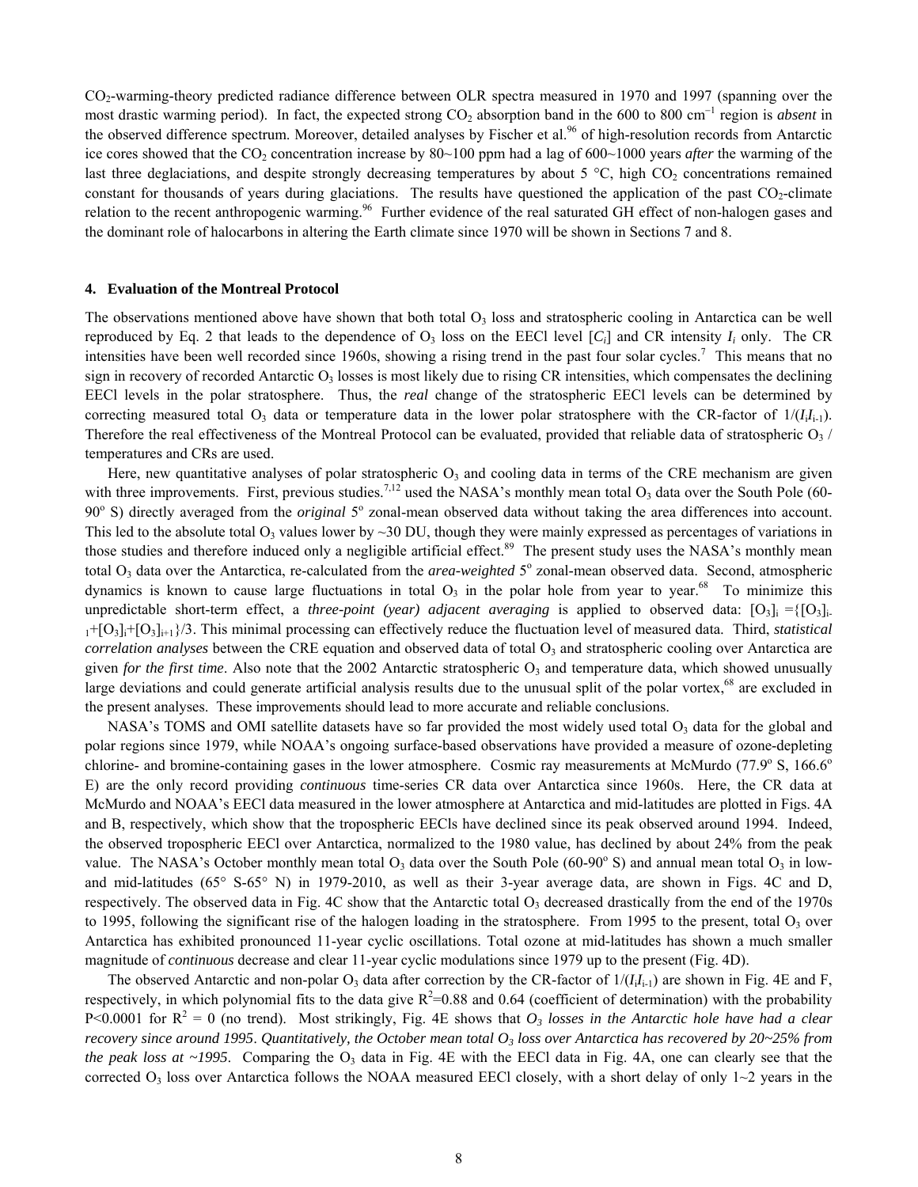$CO_2$-warming-theory predicted radiance difference between OLR spectra measured in 1970 and 1997 (spanning over the most drastic warming period). In fact, the expected strong $CO_2$ absorption band in the 600 to 800 cm$^{-1}$ region is *absent* in the observed difference spectrum. Moreover, detailed analyses by Fischer et al.[96] of high-resolution records from Antarctic ice cores showed that the $CO_2$ concentration increase by 80~100 ppm had a lag of 600~1000 years *after* the warming of the last three deglaciations, and despite strongly decreasing temperatures by about 5 °C, high $CO_2$ concentrations remained constant for thousands of years during glaciations. The results have questioned the application of the past $CO_2$-climate relation to the recent anthropogenic warming.[96] Further evidence of the real saturated GH effect of non-halogen gases and the dominant role of halocarbons in altering the Earth climate since 1970 will be shown in Sections 7 and 8.

## 4. Evaluation of the Montreal Protocol

The observations mentioned above have shown that both total $O_3$ loss and stratospheric cooling in Antarctica can be well reproduced by Eq. 2 that leads to the dependence of $O_3$ loss on the EECl level $[C_i]$ and CR intensity $I_i$ only. The CR intensities have been well recorded since 1960s, showing a rising trend in the past four solar cycles.[7] This means that no sign in recovery of recorded Antarctic $O_3$ losses is most likely due to rising CR intensities, which compensates the declining EECl levels in the polar stratosphere. Thus, the *real* change of the stratospheric EECl levels can be determined by correcting measured total $O_3$ data or temperature data in the lower polar stratosphere with the CR-factor of $1/(I_i I_{i-1})$. Therefore the real effectiveness of the Montreal Protocol can be evaluated, provided that reliable data of stratospheric $O_3$ / temperatures and CRs are used.

Here, new quantitative analyses of polar stratospheric $O_3$ and cooling data in terms of the CRE mechanism are given with three improvements. First, previous studies.[7,12] used the NASA's monthly mean total $O_3$ data over the South Pole (60-90° S) directly averaged from the *original* 5° zonal-mean observed data without taking the area differences into account. This led to the absolute total $O_3$ values lower by ~30 DU, though they were mainly expressed as percentages of variations in those studies and therefore induced only a negligible artificial effect.[89] The present study uses the NASA's monthly mean total $O_3$ data over the Antarctica, re-calculated from the *area-weighted* 5° zonal-mean observed data. Second, atmospheric dynamics is known to cause large fluctuations in total $O_3$ in the polar hole from year to year.[68] To minimize this unpredictable short-term effect, a ***three-point (year) adjacent averaging*** is applied to observed data: $[O_3]_i = \{[O_3]_{i-1}+[O_3]_i+[O_3]_{i+1}\}/3$. This minimal processing can effectively reduce the fluctuation level of measured data. Third, ***statistical correlation analyses*** between the CRE equation and observed data of total $O_3$ and stratospheric cooling over Antarctica are given *for the first time*. Also note that the 2002 Antarctic stratospheric $O_3$ and temperature data, which showed unusually large deviations and could generate artificial analysis results due to the unusual split of the polar vortex,[68] are excluded in the present analyses. These improvements should lead to more accurate and reliable conclusions.

NASA's TOMS and OMI satellite datasets have so far provided the most widely used total $O_3$ data for the global and polar regions since 1979, while NOAA's ongoing surface-based observations have provided a measure of ozone-depleting chlorine- and bromine-containing gases in the lower atmosphere. Cosmic ray measurements at McMurdo (77.9° S, 166.6° E) are the only record providing *continuous* time-series CR data over Antarctica since 1960s. Here, the CR data at McMurdo and NOAA's EECl data measured in the lower atmosphere at Antarctica and mid-latitudes are plotted in Figs. 4A and B, respectively, which show that the tropospheric EECls have declined since its peak observed around 1994. Indeed, the observed tropospheric EECl over Antarctica, normalized to the 1980 value, has declined by about 24% from the peak value. The NASA's October monthly mean total $O_3$ data over the South Pole (60-90° S) and annual mean total $O_3$ in low- and mid-latitudes (65° S-65° N) in 1979-2010, as well as their 3-year average data, are shown in Figs. 4C and D, respectively. The observed data in Fig. 4C show that the Antarctic total $O_3$ decreased drastically from the end of the 1970s to 1995, following the significant rise of the halogen loading in the stratosphere. From 1995 to the present, total $O_3$ over Antarctica has exhibited pronounced 11-year cyclic oscillations. Total ozone at mid-latitudes has shown a much smaller magnitude of *continuous* decrease and clear 11-year cyclic modulations since 1979 up to the present (Fig. 4D).

The observed Antarctic and non-polar $O_3$ data after correction by the CR-factor of $1/(I_i I_{i-1})$ are shown in Fig. 4E and F, respectively, in which polynomial fits to the data give $R^2$=0.88 and 0.64 (coefficient of determination) with the probability $P<0.0001$ for $R^2 = 0$ (no trend). Most strikingly, Fig. 4E shows that *$O_3$ losses in the Antarctic hole have had a clear recovery since around 1995*. *Quantitatively, the October mean total $O_3$ loss over Antarctica has recovered by 20~25% from the peak loss at ~1995*. Comparing the $O_3$ data in Fig. 4E with the EECl data in Fig. 4A, one can clearly see that the corrected $O_3$ loss over Antarctica follows the NOAA measured EECl closely, with a short delay of only 1~2 years in the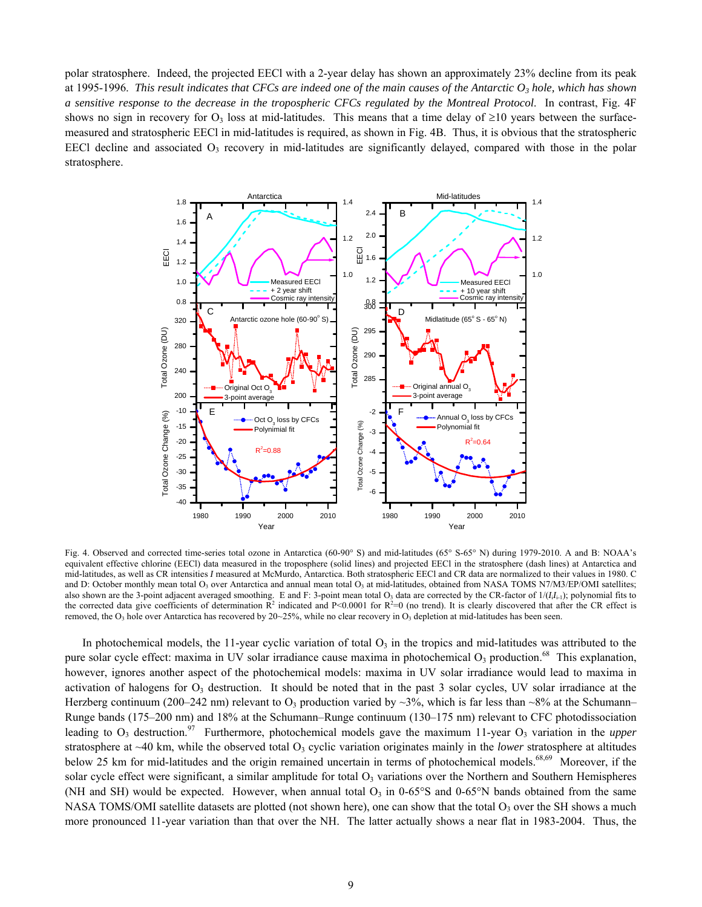polar stratosphere. Indeed, the projected EECl with a 2-year delay has shown an approximately 23% decline from its peak at 1995-1996. *This result indicates that CFCs are indeed one of the main causes of the Antarctic $O_3$ hole, which has shown a sensitive response to the decrease in the tropospheric CFCs regulated by the Montreal Protocol.* In contrast, Fig. 4F shows no sign in recovery for $O_3$ loss at mid-latitudes. This means that a time delay of ≥10 years between the surface-measured and stratospheric EECl in mid-latitudes is required, as shown in Fig. 4B. Thus, it is obvious that the stratospheric EECl decline and associated $O_3$ recovery in mid-latitudes are significantly delayed, compared with those in the polar stratosphere.

Fig. 4. Observed and corrected time-series total ozone in Antarctica (60-90° S) and mid-latitudes (65° S-65° N) during 1979-2010. A and B: NOAA's equivalent effective chlorine (EECl) data measured in the troposphere (solid lines) and projected EECl in the stratosphere (dash lines) at Antarctica and mid-latitudes, as well as CR intensities $I$ measured at McMurdo, Antarctica. Both stratospheric EECl and CR data are normalized to their values in 1980. C and D: October monthly mean total $O_3$ over Antarctica and annual mean total $O_3$ at mid-latitudes, obtained from NASA TOMS N7/M3/EP/OMI satellites; also shown are the 3-point adjacent averaged smoothing. E and F: 3-point mean total $O_3$ data are corrected by the CR-factor of $1/(I_i I_{i-1})$; polynomial fits to the corrected data give coefficients of determination $R^2$ indicated and $P<0.0001$ for $R^2=0$ (no trend). It is clearly discovered that after the CR effect is removed, the $O_3$ hole over Antarctica has recovered by 20~25%, while no clear recovery in $O_3$ depletion at mid-latitudes has been seen.

In photochemical models, the 11-year cyclic variation of total $O_3$ in the tropics and mid-latitudes was attributed to the pure solar cycle effect: maxima in UV solar irradiance cause maxima in photochemical $O_3$ production.[68] This explanation, however, ignores another aspect of the photochemical models: maxima in UV solar irradiance would lead to maxima in activation of halogens for $O_3$ destruction. It should be noted that in the past 3 solar cycles, UV solar irradiance at the Herzberg continuum (200–242 nm) relevant to $O_3$ production varied by ~3%, which is far less than ~8% at the Schumann–Runge bands (175–200 nm) and 18% at the Schumann–Runge continuum (130–175 nm) relevant to CFC photodissociation leading to $O_3$ destruction.[97] Furthermore, photochemical models gave the maximum 11-year $O_3$ variation in the *upper* stratosphere at ~40 km, while the observed total $O_3$ cyclic variation originates mainly in the *lower* stratosphere at altitudes below 25 km for mid-latitudes and the origin remained uncertain in terms of photochemical models.[68,69] Moreover, if the solar cycle effect were significant, a similar amplitude for total $O_3$ variations over the Northern and Southern Hemispheres (NH and SH) would be expected. However, when annual total $O_3$ in 0-65°S and 0-65°N bands obtained from the same NASA TOMS/OMI satellite datasets are plotted (not shown here), one can show that the total $O_3$ over the SH shows a much more pronounced 11-year variation than that over the NH. The latter actually shows a near flat in 1983-2004. Thus, the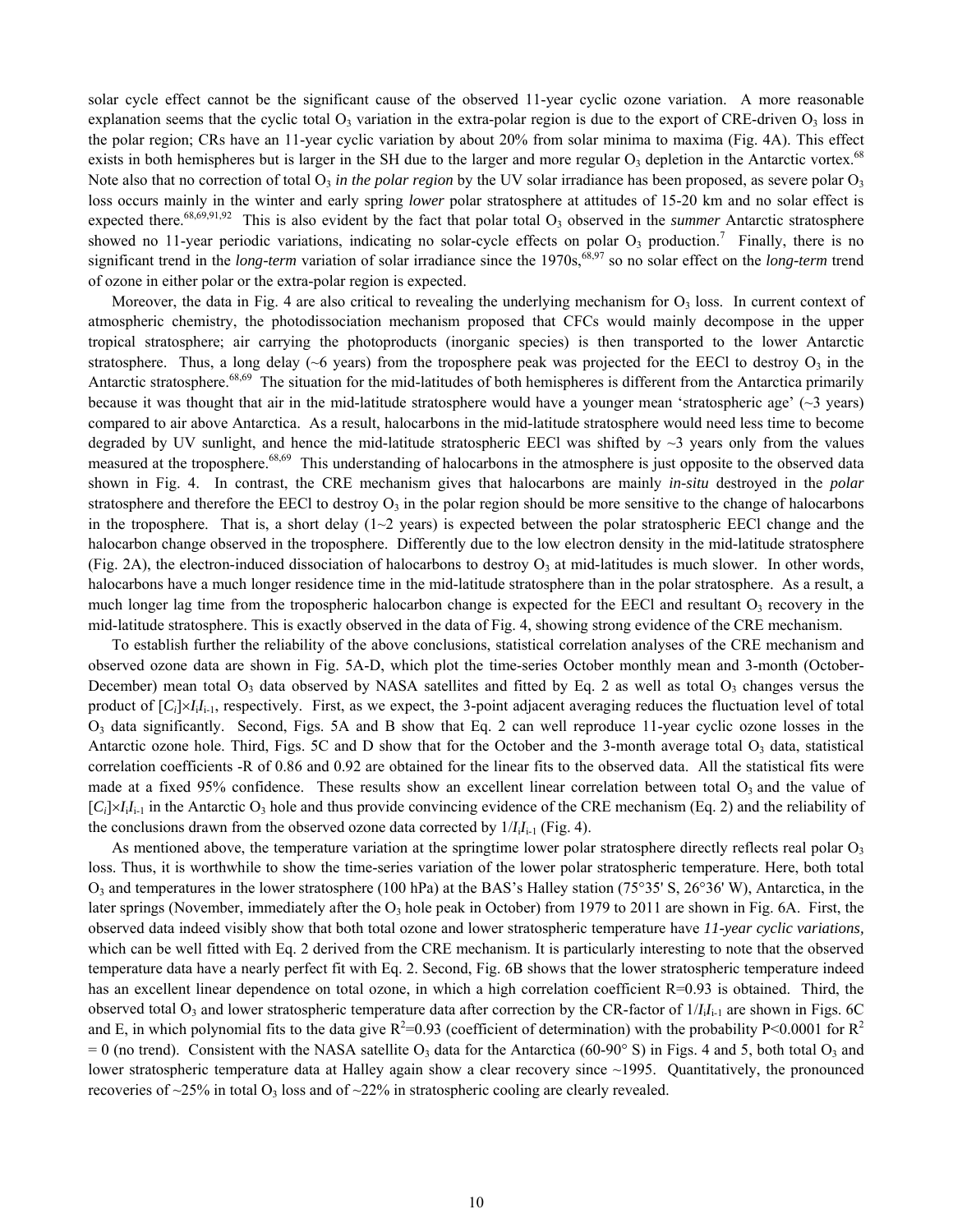solar cycle effect cannot be the significant cause of the observed 11-year cyclic ozone variation. A more reasonable explanation seems that the cyclic total $O_3$ variation in the extra-polar region is due to the export of CRE-driven $O_3$ loss in the polar region; CRs have an 11-year cyclic variation by about 20% from solar minima to maxima (Fig. 4A). This effect exists in both hemispheres but is larger in the SH due to the larger and more regular $O_3$ depletion in the Antarctic vortex.[68] Note also that no correction of total $O_3$ *in the polar region* by the UV solar irradiance has been proposed, as severe polar $O_3$ loss occurs mainly in the winter and early spring *lower* polar stratosphere at attitudes of 15-20 km and no solar effect is expected there.[68,69,91,92] This is also evident by the fact that polar total $O_3$ observed in the *summer* Antarctic stratosphere showed no 11-year periodic variations, indicating no solar-cycle effects on polar $O_3$ production.[7] Finally, there is no significant trend in the *long-term* variation of solar irradiance since the 1970s,[68,97] so no solar effect on the *long-term* trend of ozone in either polar or the extra-polar region is expected.

Moreover, the data in Fig. 4 are also critical to revealing the underlying mechanism for $O_3$ loss. In current context of atmospheric chemistry, the photodissociation mechanism proposed that CFCs would mainly decompose in the upper tropical stratosphere; air carrying the photoproducts (inorganic species) is then transported to the lower Antarctic stratosphere. Thus, a long delay (~6 years) from the troposphere peak was projected for the EECl to destroy $O_3$ in the Antarctic stratosphere.[68,69] The situation for the mid-latitudes of both hemispheres is different from the Antarctica primarily because it was thought that air in the mid-latitude stratosphere would have a younger mean 'stratospheric age' (~3 years) compared to air above Antarctica. As a result, halocarbons in the mid-latitude stratosphere would need less time to become degraded by UV sunlight, and hence the mid-latitude stratospheric EECl was shifted by ~3 years only from the values measured at the troposphere.[68,69] This understanding of halocarbons in the atmosphere is just opposite to the observed data shown in Fig. 4. In contrast, the CRE mechanism gives that halocarbons are mainly *in-situ* destroyed in the *polar* stratosphere and therefore the EECl to destroy $O_3$ in the polar region should be more sensitive to the change of halocarbons in the troposphere. That is, a short delay (1~2 years) is expected between the polar stratospheric EECl change and the halocarbon change observed in the troposphere. Differently due to the low electron density in the mid-latitude stratosphere (Fig. 2A), the electron-induced dissociation of halocarbons to destroy $O_3$ at mid-latitudes is much slower. In other words, halocarbons have a much longer residence time in the mid-latitude stratosphere than in the polar stratosphere. As a result, a much longer lag time from the tropospheric halocarbon change is expected for the EECl and resultant $O_3$ recovery in the mid-latitude stratosphere. This is exactly observed in the data of Fig. 4, showing strong evidence of the CRE mechanism.

To establish further the reliability of the above conclusions, statistical correlation analyses of the CRE mechanism and observed ozone data are shown in Fig. 5A-D, which plot the time-series October monthly mean and 3-month (October-December) mean total $O_3$ data observed by NASA satellites and fitted by Eq. 2 as well as total $O_3$ changes versus the product of $[C_i]\times I_iI_{i-1}$, respectively. First, as we expect, the 3-point adjacent averaging reduces the fluctuation level of total $O_3$ data significantly. Second, Figs. 5A and B show that Eq. 2 can well reproduce 11-year cyclic ozone losses in the Antarctic ozone hole. Third, Figs. 5C and D show that for the October and the 3-month average total $O_3$ data, statistical correlation coefficients -R of 0.86 and 0.92 are obtained for the linear fits to the observed data. All the statistical fits were made at a fixed 95% confidence. These results show an excellent linear correlation between total $O_3$ and the value of $[C_i]\times I_iI_{i-1}$ in the Antarctic $O_3$ hole and thus provide convincing evidence of the CRE mechanism (Eq. 2) and the reliability of the conclusions drawn from the observed ozone data corrected by $1/I_iI_{i-1}$ (Fig. 4).

As mentioned above, the temperature variation at the springtime lower polar stratosphere directly reflects real polar $O_3$ loss. Thus, it is worthwhile to show the time-series variation of the lower polar stratospheric temperature. Here, both total $O_3$ and temperatures in the lower stratosphere (100 hPa) at the BAS's Halley station (75°35' S, 26°36' W), Antarctica, in the later springs (November, immediately after the $O_3$ hole peak in October) from 1979 to 2011 are shown in Fig. 6A. First, the observed data indeed visibly show that both total ozone and lower stratospheric temperature have ***11-year cyclic variations,*** which can be well fitted with Eq. 2 derived from the CRE mechanism. It is particularly interesting to note that the observed temperature data have a nearly perfect fit with Eq. 2. Second, Fig. 6B shows that the lower stratospheric temperature indeed has an excellent linear dependence on total ozone, in which a high correlation coefficient R=0.93 is obtained. Third, the observed total $O_3$ and lower stratospheric temperature data after correction by the CR-factor of $1/I_iI_{i-1}$ are shown in Figs. 6C and E, in which polynomial fits to the data give $R^2$=0.93 (coefficient of determination) with the probability P<0.0001 for $R^2 = 0$ (no trend). Consistent with the NASA satellite $O_3$ data for the Antarctica (60-90° S) in Figs. 4 and 5, both total $O_3$ and lower stratospheric temperature data at Halley again show a clear recovery since ~1995. Quantitatively, the pronounced recoveries of ~25% in total $O_3$ loss and of ~22% in stratospheric cooling are clearly revealed.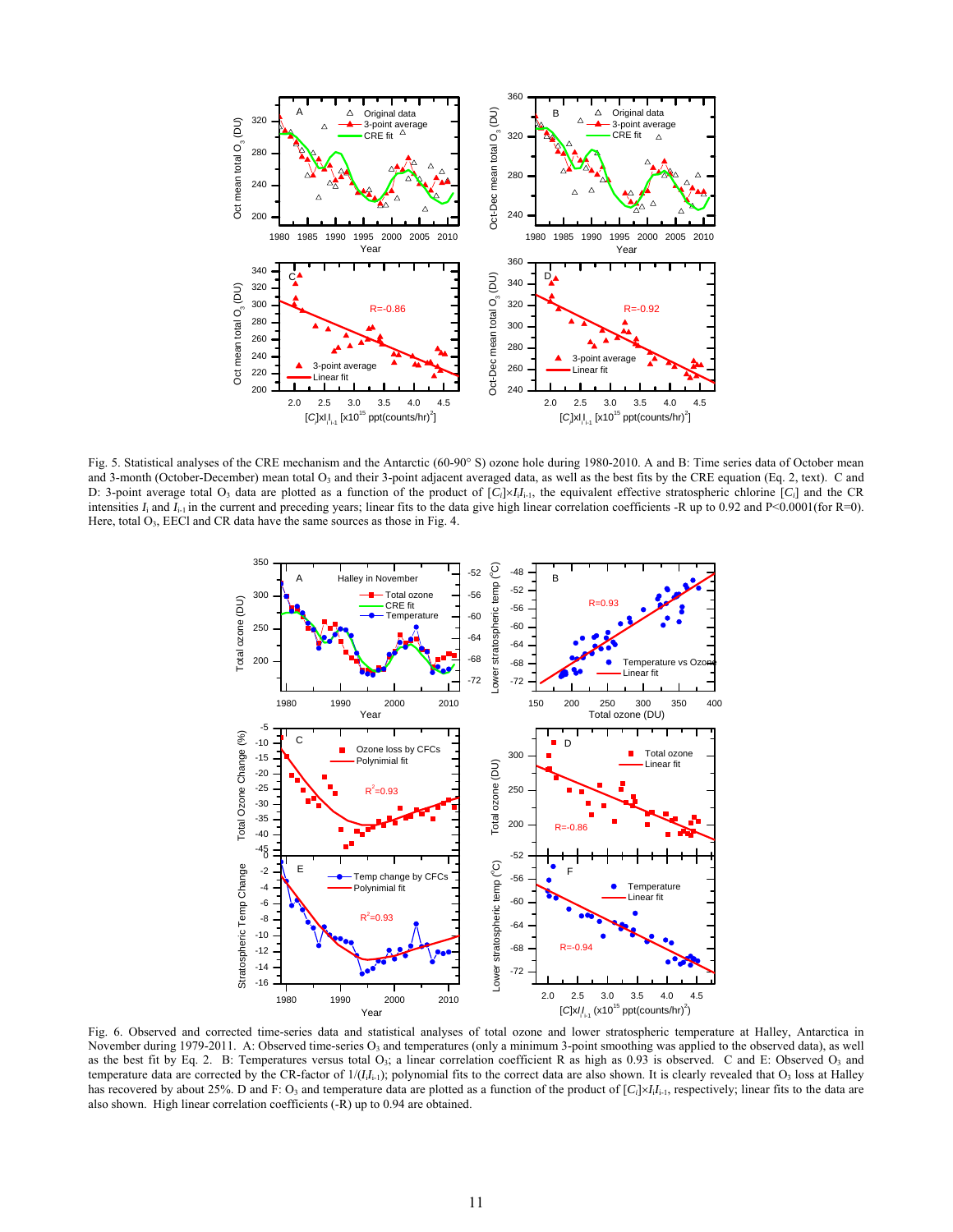Fig. 5. Statistical analyses of the CRE mechanism and the Antarctic (60-90° S) ozone hole during 1980-2010. A and B: Time series data of October mean and 3-month (October-December) mean total $O_3$ and their 3-point adjacent averaged data, as well as the best fits by the CRE equation (Eq. 2, text). C and D: 3-point average total $O_3$ data are plotted as a function of the product of $[C_i]\times I_iI_{i\text{-}1}$, the equivalent effective stratospheric chlorine $[C_i]$ and the CR intensities $I_i$ and $I_{i\text{-}1}$ in the current and preceding years; linear fits to the data give high linear correlation coefficients -R up to 0.92 and P<0.0001(for R=0). Here, total $O_3$, EECl and CR data have the same sources as those in Fig. 4.

Fig. 6. Observed and corrected time-series data and statistical analyses of total ozone and lower stratospheric temperature at Halley, Antarctica in November during 1979-2011. A: Observed time-series $O_3$ and temperatures (only a minimum 3-point smoothing was applied to the observed data), as well as the best fit by Eq. 2. B: Temperatures versus total $O_3$; a linear correlation coefficient R as high as 0.93 is observed. C and E: Observed $O_3$ and temperature data are corrected by the CR-factor of $1/(I_iI_{i\text{-}1})$; polynomial fits to the correct data are also shown. It is clearly revealed that $O_3$ loss at Halley has recovered by about 25%. D and F: $O_3$ and temperature data are plotted as a function of the product of $[C_i]\times I_iI_{i\text{-}1}$, respectively; linear fits to the data are also shown. High linear correlation coefficients (-R) up to 0.94 are obtained.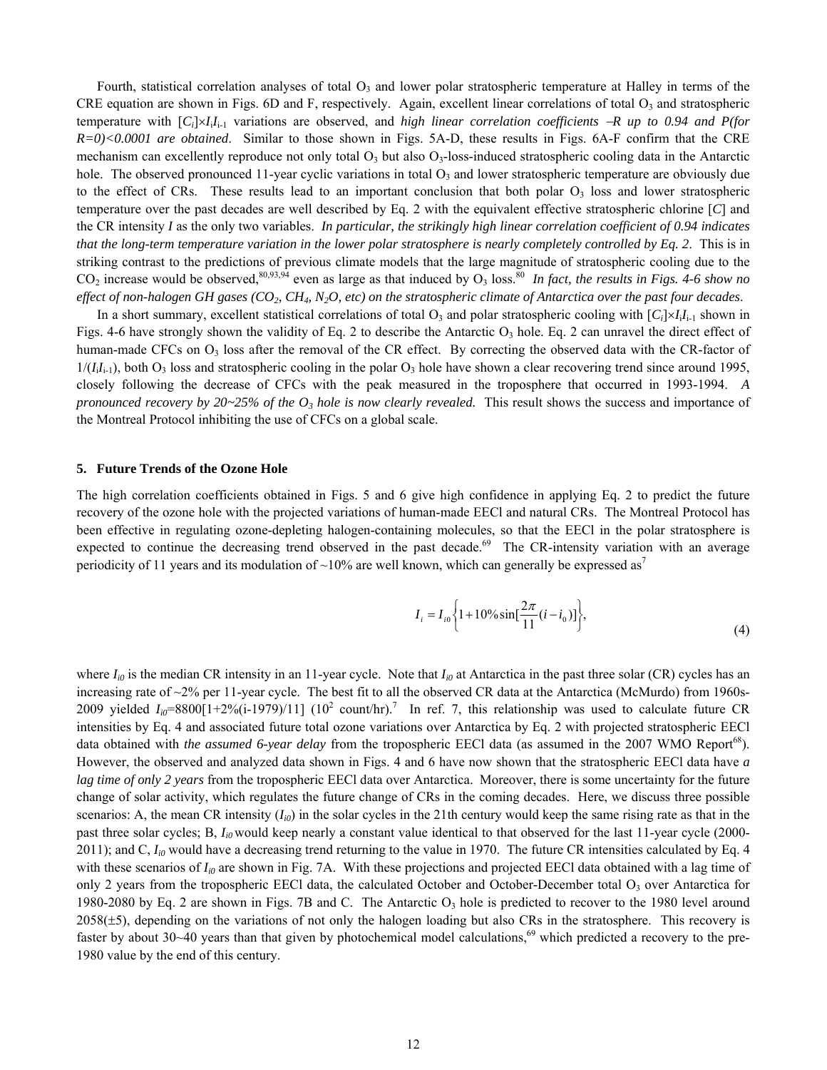Fourth, statistical correlation analyses of total $O_3$ and lower polar stratospheric temperature at Halley in terms of the CRE equation are shown in Figs. 6D and F, respectively. Again, excellent linear correlations of total $O_3$ and stratospheric temperature with $[C_i]\times I_i I_{i-1}$ variations are observed, and *high linear correlation coefficients –R up to 0.94 and P(for R=0)<0.0001 are obtained*. Similar to those shown in Figs. 5A-D, these results in Figs. 6A-F confirm that the CRE mechanism can excellently reproduce not only total $O_3$ but also $O_3$-loss-induced stratospheric cooling data in the Antarctic hole. The observed pronounced 11-year cyclic variations in total $O_3$ and lower stratospheric temperature are obviously due to the effect of CRs. These results lead to an important conclusion that both polar $O_3$ loss and lower stratospheric temperature over the past decades are well described by Eq. 2 with the equivalent effective stratospheric chlorine [*C*] and the CR intensity *I* as the only two variables. *In particular, the strikingly high linear correlation coefficient of 0.94 indicates that the long-term temperature variation in the lower polar stratosphere is nearly completely controlled by Eq. 2*. This is in striking contrast to the predictions of previous climate models that the large magnitude of stratospheric cooling due to the $CO_2$ increase would be observed,[80,93,94] even as large as that induced by $O_3$ loss.[80] *In fact, the results in Figs. 4-6 show no effect of non-halogen GH gases ($CO_2$, $CH_4$, $N_2O$, etc) on the stratospheric climate of Antarctica over the past four decades*.

In a short summary, excellent statistical correlations of total $O_3$ and polar stratospheric cooling with $[C_i]\times I_i I_{i-1}$ shown in Figs. 4-6 have strongly shown the validity of Eq. 2 to describe the Antarctic $O_3$ hole. Eq. 2 can unravel the direct effect of human-made CFCs on $O_3$ loss after the removal of the CR effect. By correcting the observed data with the CR-factor of $1/(I_i I_{i-1})$, both $O_3$ loss and stratospheric cooling in the polar $O_3$ hole have shown a clear recovering trend since around 1995, closely following the decrease of CFCs with the peak measured in the troposphere that occurred in 1993-1994. *A pronounced recovery by 20~25% of the $O_3$ hole is now clearly revealed.* This result shows the success and importance of the Montreal Protocol inhibiting the use of CFCs on a global scale.

## 5. Future Trends of the Ozone Hole

The high correlation coefficients obtained in Figs. 5 and 6 give high confidence in applying Eq. 2 to predict the future recovery of the ozone hole with the projected variations of human-made EECl and natural CRs. The Montreal Protocol has been effective in regulating ozone-depleting halogen-containing molecules, so that the EECl in the polar stratosphere is expected to continue the decreasing trend observed in the past decade.[69] The CR-intensity variation with an average periodicity of 11 years and its modulation of ~10% are well known, which can generally be expressed as[7]

$$I_i = I_{i0}\left\{1 + 10\%\sin\left[\frac{2\pi}{11}(i - i_0)\right]\right\}, \tag{4}$$

where $I_{i0}$ is the median CR intensity in an 11-year cycle. Note that $I_{i0}$ at Antarctica in the past three solar (CR) cycles has an increasing rate of ~2% per 11-year cycle. The best fit to all the observed CR data at the Antarctica (McMurdo) from 1960s-2009 yielded $I_{i0}$=8800[1+2%(i-1979)/11] ($10^2$ count/hr).[7] In ref. 7, this relationship was used to calculate future CR intensities by Eq. 4 and associated future total ozone variations over Antarctica by Eq. 2 with projected stratospheric EECl data obtained with *the assumed 6-year delay* from the tropospheric EECl data (as assumed in the 2007 WMO Report[68]). However, the observed and analyzed data shown in Figs. 4 and 6 have now shown that the stratospheric EECl data have *a lag time of only 2 years* from the tropospheric EECl data over Antarctica. Moreover, there is some uncertainty for the future change of solar activity, which regulates the future change of CRs in the coming decades. Here, we discuss three possible scenarios: A, the mean CR intensity ($I_{i0}$) in the solar cycles in the 21th century would keep the same rising rate as that in the past three solar cycles; B, $I_{i0}$ would keep nearly a constant value identical to that observed for the last 11-year cycle (2000-2011); and C, $I_{i0}$ would have a decreasing trend returning to the value in 1970. The future CR intensities calculated by Eq. 4 with these scenarios of $I_{i0}$ are shown in Fig. 7A. With these projections and projected EECl data obtained with a lag time of only 2 years from the tropospheric EECl data, the calculated October and October-December total $O_3$ over Antarctica for 1980-2080 by Eq. 2 are shown in Figs. 7B and C. The Antarctic $O_3$ hole is predicted to recover to the 1980 level around 2058(±5), depending on the variations of not only the halogen loading but also CRs in the stratosphere. This recovery is faster by about 30~40 years than that given by photochemical model calculations,[69] which predicted a recovery to the pre-1980 value by the end of this century.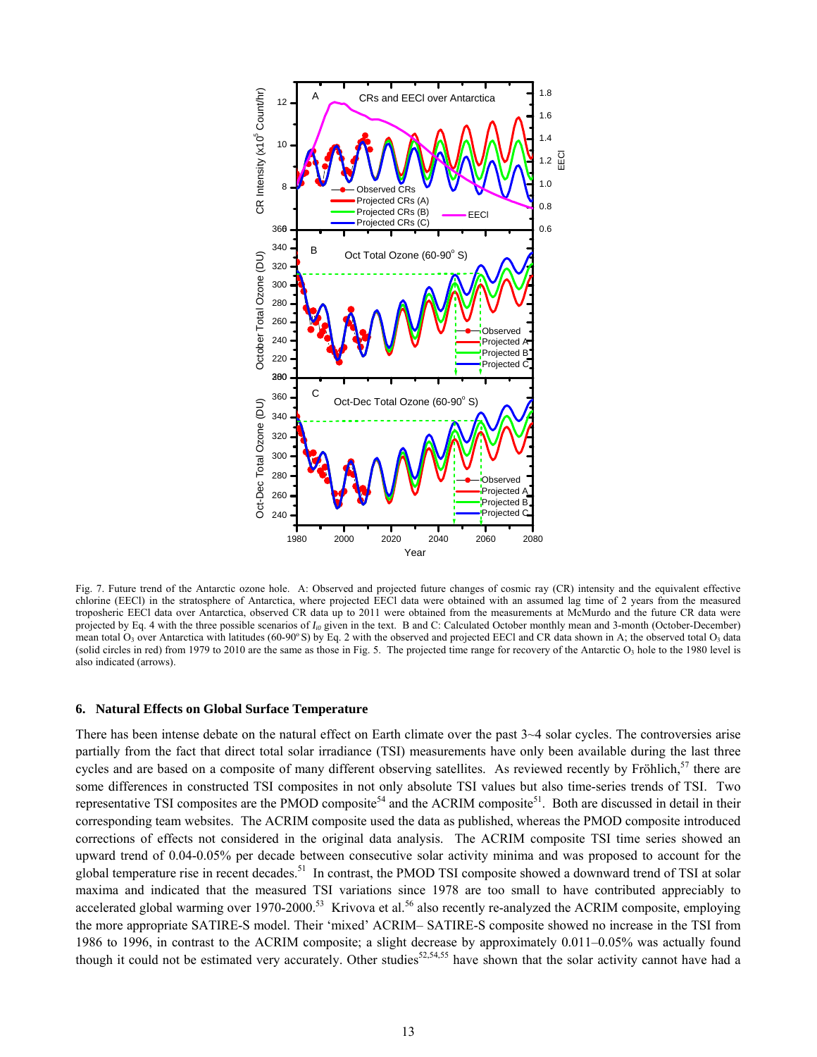Fig. 7. Future trend of the Antarctic ozone hole. A: Observed and projected future changes of cosmic ray (CR) intensity and the equivalent effective chlorine (EECl) in the stratosphere of Antarctica, where projected EECl data were obtained with an assumed lag time of 2 years from the measured troposheric EECl data over Antarctica, observed CR data up to 2011 were obtained from the measurements at McMurdo and the future CR data were projected by Eq. 4 with the three possible scenarios of $I_{i0}$ given in the text. B and C: Calculated October monthly mean and 3-month (October-December) mean total $O_3$ over Antarctica with latitudes (60-90$^o$ S) by Eq. 2 with the observed and projected EECl and CR data shown in A; the observed total $O_3$ data (solid circles in red) from 1979 to 2010 are the same as those in Fig. 5. The projected time range for recovery of the Antarctic $O_3$ hole to the 1980 level is also indicated (arrows).

## 6. Natural Effects on Global Surface Temperature

There has been intense debate on the natural effect on Earth climate over the past 3~4 solar cycles. The controversies arise partially from the fact that direct total solar irradiance (TSI) measurements have only been available during the last three cycles and are based on a composite of many different observing satellites. As reviewed recently by Fröhlich,[57] there are some differences in constructed TSI composites in not only absolute TSI values but also time-series trends of TSI. Two representative TSI composites are the PMOD composite[54] and the ACRIM composite[51]. Both are discussed in detail in their corresponding team websites. The ACRIM composite used the data as published, whereas the PMOD composite introduced corrections of effects not considered in the original data analysis. The ACRIM composite TSI time series showed an upward trend of 0.04-0.05% per decade between consecutive solar activity minima and was proposed to account for the global temperature rise in recent decades.[51] In contrast, the PMOD TSI composite showed a downward trend of TSI at solar maxima and indicated that the measured TSI variations since 1978 are too small to have contributed appreciably to accelerated global warming over 1970-2000.[53] Krivova et al.[56] also recently re-analyzed the ACRIM composite, employing the more appropriate SATIRE-S model. Their 'mixed' ACRIM– SATIRE-S composite showed no increase in the TSI from 1986 to 1996, in contrast to the ACRIM composite; a slight decrease by approximately 0.011–0.05% was actually found though it could not be estimated very accurately. Other studies[52,54,55] have shown that the solar activity cannot have had a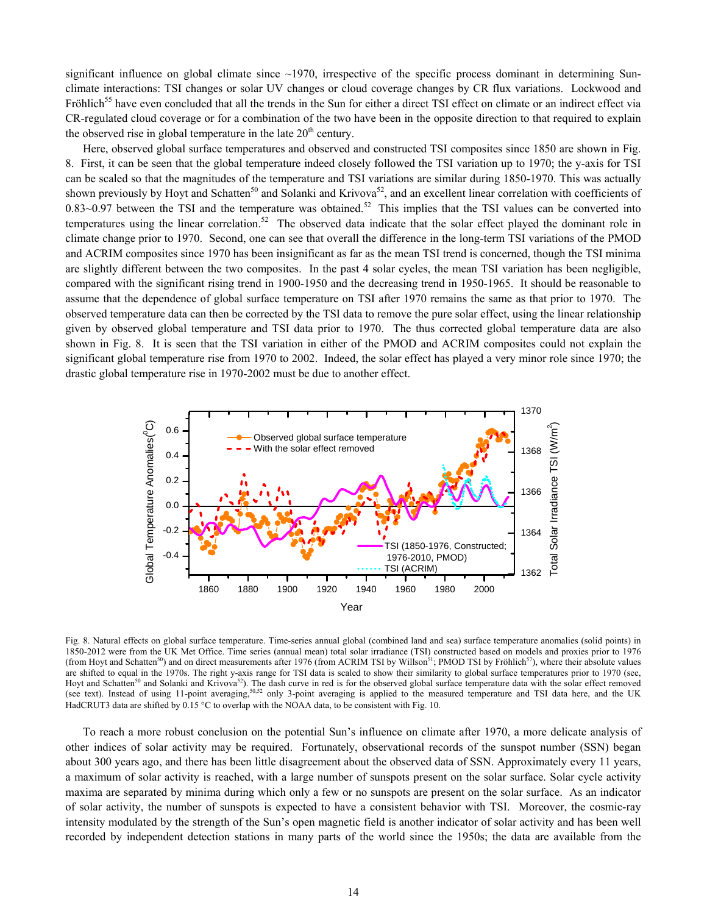significant influence on global climate since ~1970, irrespective of the specific process dominant in determining Sun-climate interactions: TSI changes or solar UV changes or cloud coverage changes by CR flux variations. Lockwood and Fröhlich[55] have even concluded that all the trends in the Sun for either a direct TSI effect on climate or an indirect effect via CR-regulated cloud coverage or for a combination of the two have been in the opposite direction to that required to explain the observed rise in global temperature in the late 20[th] century.

Here, observed global surface temperatures and observed and constructed TSI composites since 1850 are shown in Fig. 8. First, it can be seen that the global temperature indeed closely followed the TSI variation up to 1970; the y-axis for TSI can be scaled so that the magnitudes of the temperature and TSI variations are similar during 1850-1970. This was actually shown previously by Hoyt and Schatten[50] and Solanki and Krivova[52], and an excellent linear correlation with coefficients of 0.83~0.97 between the TSI and the temperature was obtained.[52] This implies that the TSI values can be converted into temperatures using the linear correlation.[52] The observed data indicate that the solar effect played the dominant role in climate change prior to 1970. Second, one can see that overall the difference in the long-term TSI variations of the PMOD and ACRIM composites since 1970 has been insignificant as far as the mean TSI trend is concerned, though the TSI minima are slightly different between the two composites. In the past 4 solar cycles, the mean TSI variation has been negligible, compared with the significant rising trend in 1900-1950 and the decreasing trend in 1950-1965. It should be reasonable to assume that the dependence of global surface temperature on TSI after 1970 remains the same as that prior to 1970. The observed temperature data can then be corrected by the TSI data to remove the pure solar effect, using the linear relationship given by observed global temperature and TSI data prior to 1970. The thus corrected global temperature data are also shown in Fig. 8. It is seen that the TSI variation in either of the PMOD and ACRIM composites could not explain the significant global temperature rise from 1970 to 2002. Indeed, the solar effect has played a very minor role since 1970; the drastic global temperature rise in 1970-2002 must be due to another effect.

Fig. 8. Natural effects on global surface temperature. Time-series annual global (combined land and sea) surface temperature anomalies (solid points) in 1850-2012 were from the UK Met Office. Time series (annual mean) total solar irradiance (TSI) constructed based on models and proxies prior to 1976 (from Hoyt and Schatten[50]) and on direct measurements after 1976 (from ACRIM TSI by Willson[51]; PMOD TSI by Fröhlich[57]), where their absolute values are shifted to equal in the 1970s. The right y-axis range for TSI data is scaled to show their similarity to global surface temperatures prior to 1970 (see, Hoyt and Schatten[50] and Solanki and Krivova[52]). The dash curve in red is for the observed global surface temperature data with the solar effect removed (see text). Instead of using 11-point averaging,[50,52] only 3-point averaging is applied to the measured temperature and TSI data here, and the UK HadCRUT3 data are shifted by 0.15 °C to overlap with the NOAA data, to be consistent with Fig. 10.

To reach a more robust conclusion on the potential Sun's influence on climate after 1970, a more delicate analysis of other indices of solar activity may be required. Fortunately, observational records of the sunspot number (SSN) began about 300 years ago, and there has been little disagreement about the observed data of SSN. Approximately every 11 years, a maximum of solar activity is reached, with a large number of sunspots present on the solar surface. Solar cycle activity maxima are separated by minima during which only a few or no sunspots are present on the solar surface. As an indicator of solar activity, the number of sunspots is expected to have a consistent behavior with TSI. Moreover, the cosmic-ray intensity modulated by the strength of the Sun's open magnetic field is another indicator of solar activity and has been well recorded by independent detection stations in many parts of the world since the 1950s; the data are available from the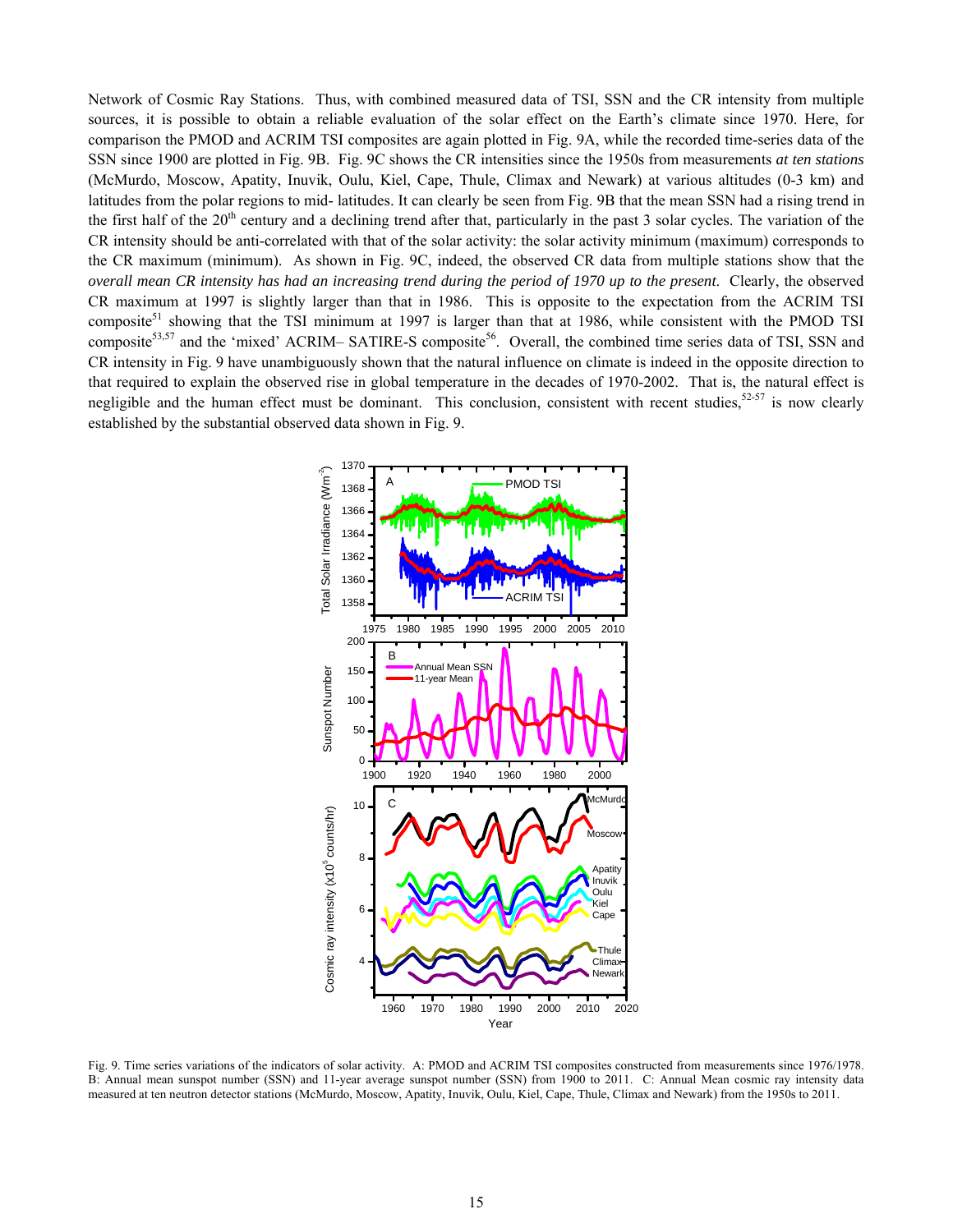Network of Cosmic Ray Stations. Thus, with combined measured data of TSI, SSN and the CR intensity from multiple sources, it is possible to obtain a reliable evaluation of the solar effect on the Earth's climate since 1970. Here, for comparison the PMOD and ACRIM TSI composites are again plotted in Fig. 9A, while the recorded time-series data of the SSN since 1900 are plotted in Fig. 9B. Fig. 9C shows the CR intensities since the 1950s from measurements *at ten stations* (McMurdo, Moscow, Apatity, Inuvik, Oulu, Kiel, Cape, Thule, Climax and Newark) at various altitudes (0-3 km) and latitudes from the polar regions to mid- latitudes. It can clearly be seen from Fig. 9B that the mean SSN had a rising trend in the first half of the 20th century and a declining trend after that, particularly in the past 3 solar cycles. The variation of the CR intensity should be anti-correlated with that of the solar activity: the solar activity minimum (maximum) corresponds to the CR maximum (minimum). As shown in Fig. 9C, indeed, the observed CR data from multiple stations show that the *overall mean CR intensity has had an increasing trend during the period of 1970 up to the present*. Clearly, the observed CR maximum at 1997 is slightly larger than that in 1986. This is opposite to the expectation from the ACRIM TSI composite[51] showing that the TSI minimum at 1997 is larger than that at 1986, while consistent with the PMOD TSI composite[53,57] and the 'mixed' ACRIM– SATIRE-S composite[56]. Overall, the combined time series data of TSI, SSN and CR intensity in Fig. 9 have unambiguously shown that the natural influence on climate is indeed in the opposite direction to that required to explain the observed rise in global temperature in the decades of 1970-2002. That is, the natural effect is negligible and the human effect must be dominant. This conclusion, consistent with recent studies,[52-57] is now clearly established by the substantial observed data shown in Fig. 9.

Fig. 9. Time series variations of the indicators of solar activity. A: PMOD and ACRIM TSI composites constructed from measurements since 1976/1978. B: Annual mean sunspot number (SSN) and 11-year average sunspot number (SSN) from 1900 to 2011. C: Annual Mean cosmic ray intensity data measured at ten neutron detector stations (McMurdo, Moscow, Apatity, Inuvik, Oulu, Kiel, Cape, Thule, Climax and Newark) from the 1950s to 2011.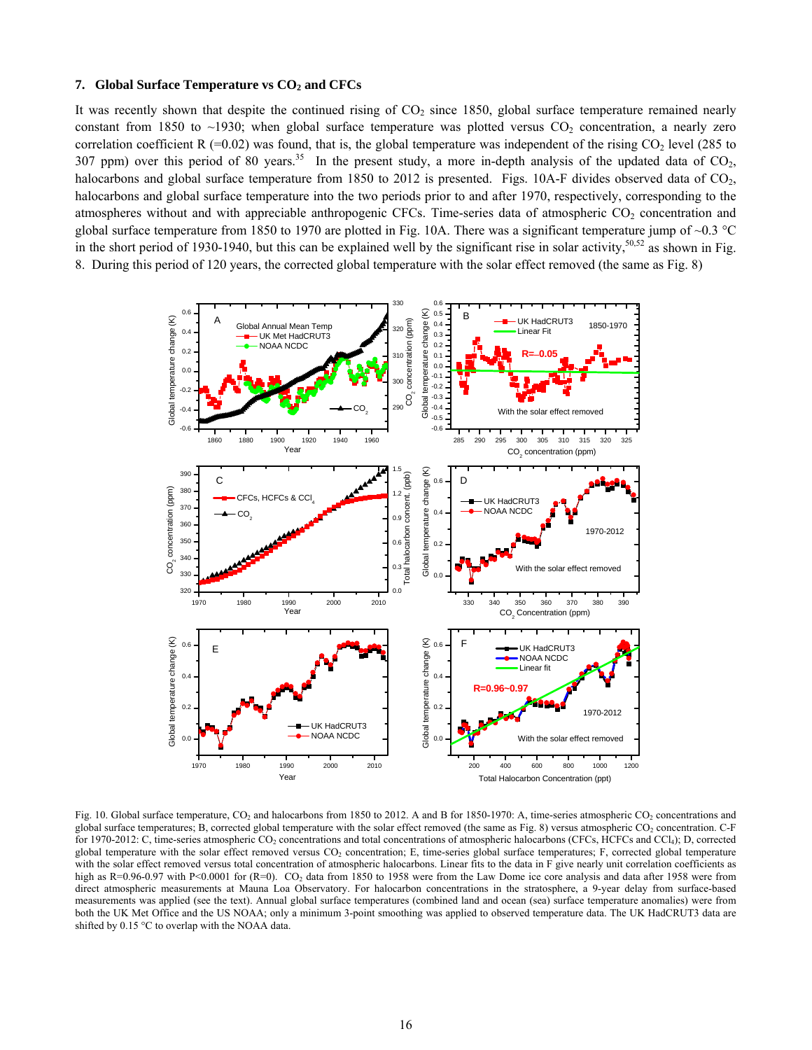## 7. Global Surface Temperature vs $CO_2$ and CFCs

It was recently shown that despite the continued rising of $CO_2$ since 1850, global surface temperature remained nearly constant from 1850 to ~1930; when global surface temperature was plotted versus $CO_2$ concentration, a nearly zero correlation coefficient R (=0.02) was found, that is, the global temperature was independent of the rising $CO_2$ level (285 to 307 ppm) over this period of 80 years.[35] In the present study, a more in-depth analysis of the updated data of $CO_2$, halocarbons and global surface temperature from 1850 to 2012 is presented. Figs. 10A-F divides observed data of $CO_2$, halocarbons and global surface temperature into the two periods prior to and after 1970, respectively, corresponding to the atmospheres without and with appreciable anthropogenic CFCs. Time-series data of atmospheric $CO_2$ concentration and global surface temperature from 1850 to 1970 are plotted in Fig. 10A. There was a significant temperature jump of ~0.3 °C in the short period of 1930-1940, but this can be explained well by the significant rise in solar activity,[50,52] as shown in Fig. 8. During this period of 120 years, the corrected global temperature with the solar effect removed (the same as Fig. 8)

Fig. 10. Global surface temperature, $CO_2$ and halocarbons from 1850 to 2012. A and B for 1850-1970: A, time-series atmospheric $CO_2$ concentrations and global surface temperatures; B, corrected global temperature with the solar effect removed (the same as Fig. 8) versus atmospheric $CO_2$ concentration. C-F for 1970-2012: C, time-series atmospheric $CO_2$ concentrations and total concentrations of atmospheric halocarbons (CFCs, HCFCs and $CCl_4$); D, corrected global temperature with the solar effect removed versus $CO_2$ concentration; E, time-series global surface temperatures; F, corrected global temperature with the solar effect removed versus total concentration of atmospheric halocarbons. Linear fits to the data in F give nearly unit correlation coefficients as high as R=0.96-0.97 with P<0.0001 for (R=0). $CO_2$ data from 1850 to 1958 were from the Law Dome ice core analysis and data after 1958 were from direct atmospheric measurements at Mauna Loa Observatory. For halocarbon concentrations in the stratosphere, a 9-year delay from surface-based measurements was applied (see the text). Annual global surface temperatures (combined land and ocean (sea) surface temperature anomalies) were from both the UK Met Office and the US NOAA; only a minimum 3-point smoothing was applied to observed temperature data. The UK HadCRUT3 data are shifted by 0.15 °C to overlap with the NOAA data.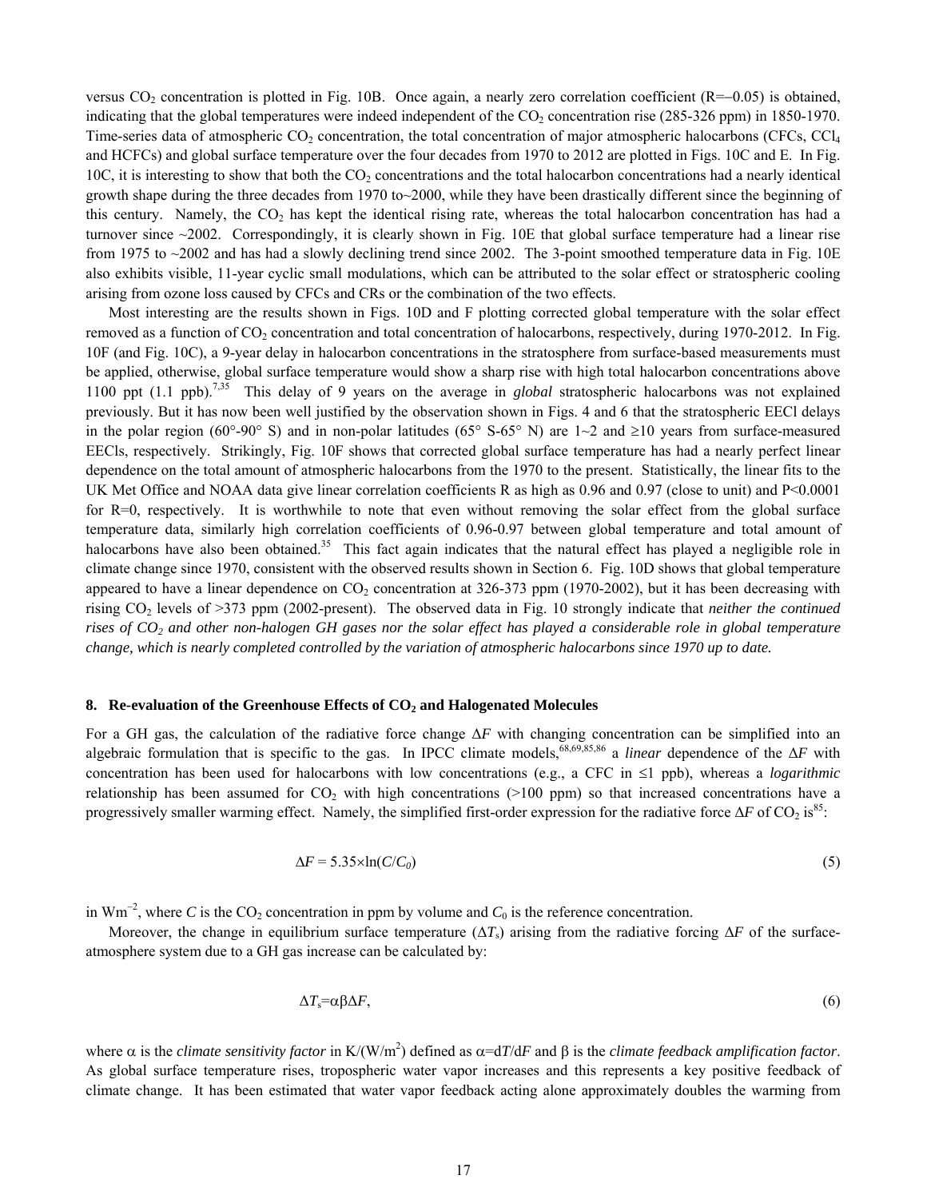versus $CO_2$ concentration is plotted in Fig. 10B. Once again, a nearly zero correlation coefficient ($R=-0.05$) is obtained, indicating that the global temperatures were indeed independent of the $CO_2$ concentration rise (285-326 ppm) in 1850-1970. Time-series data of atmospheric $CO_2$ concentration, the total concentration of major atmospheric halocarbons (CFCs, $CCl_4$ and HCFCs) and global surface temperature over the four decades from 1970 to 2012 are plotted in Figs. 10C and E. In Fig. 10C, it is interesting to show that both the $CO_2$ concentrations and the total halocarbon concentrations had a nearly identical growth shape during the three decades from 1970 to~2000, while they have been drastically different since the beginning of this century. Namely, the $CO_2$ has kept the identical rising rate, whereas the total halocarbon concentration has had a turnover since ~2002. Correspondingly, it is clearly shown in Fig. 10E that global surface temperature had a linear rise from 1975 to ~2002 and has had a slowly declining trend since 2002. The 3-point smoothed temperature data in Fig. 10E also exhibits visible, 11-year cyclic small modulations, which can be attributed to the solar effect or stratospheric cooling arising from ozone loss caused by CFCs and CRs or the combination of the two effects.

Most interesting are the results shown in Figs. 10D and F plotting corrected global temperature with the solar effect removed as a function of $CO_2$ concentration and total concentration of halocarbons, respectively, during 1970-2012. In Fig. 10F (and Fig. 10C), a 9-year delay in halocarbon concentrations in the stratosphere from surface-based measurements must be applied, otherwise, global surface temperature would show a sharp rise with high total halocarbon concentrations above 1100 ppt (1.1 ppb).[7,35] This delay of 9 years on the average in *global* stratospheric halocarbons was not explained previously. But it has now been well justified by the observation shown in Figs. 4 and 6 that the stratospheric EECl delays in the polar region (60°-90° S) and in non-polar latitudes (65° S-65° N) are 1~2 and ≥10 years from surface-measured EECls, respectively. Strikingly, Fig. 10F shows that corrected global surface temperature has had a nearly perfect linear dependence on the total amount of atmospheric halocarbons from the 1970 to the present. Statistically, the linear fits to the UK Met Office and NOAA data give linear correlation coefficients R as high as 0.96 and 0.97 (close to unit) and $P<0.0001$ for $R=0$, respectively. It is worthwhile to note that even without removing the solar effect from the global surface temperature data, similarly high correlation coefficients of 0.96-0.97 between global temperature and total amount of halocarbons have also been obtained.[35] This fact again indicates that the natural effect has played a negligible role in climate change since 1970, consistent with the observed results shown in Section 6. Fig. 10D shows that global temperature appeared to have a linear dependence on $CO_2$ concentration at 326-373 ppm (1970-2002), but it has been decreasing with rising $CO_2$ levels of >373 ppm (2002-present). The observed data in Fig. 10 strongly indicate that *neither the continued rises of $CO_2$ and other non-halogen GH gases nor the solar effect has played a considerable role in global temperature change, which is nearly completed controlled by the variation of atmospheric halocarbons since 1970 up to date.*

## 8. Re-evaluation of the Greenhouse Effects of $CO_2$ and Halogenated Molecules

For a GH gas, the calculation of the radiative force change $\Delta F$ with changing concentration can be simplified into an algebraic formulation that is specific to the gas. In IPCC climate models,[68,69,85,86] a *linear* dependence of the $\Delta F$ with concentration has been used for halocarbons with low concentrations (e.g., a CFC in ≤1 ppb), whereas a *logarithmic* relationship has been assumed for $CO_2$ with high concentrations (>100 ppm) so that increased concentrations have a progressively smaller warming effect. Namely, the simplified first-order expression for the radiative force $\Delta F$ of $CO_2$ is[85]:

$$\Delta F = 5.35\times\ln(C/C_0) \tag{5}$$

in $\mathrm{Wm}^{-2}$, where $C$ is the $CO_2$ concentration in ppm by volume and $C_0$ is the reference concentration.

Moreover, the change in equilibrium surface temperature ($\Delta T_s$) arising from the radiative forcing $\Delta F$ of the surface-atmosphere system due to a GH gas increase can be calculated by:

$$\Delta T_s=\alpha\beta\Delta F, \tag{6}$$

where $\alpha$ is the *climate sensitivity factor* in $\mathrm{K/(W/m^2)}$ defined as $\alpha=dT/dF$ and $\beta$ is the *climate feedback amplification factor*. As global surface temperature rises, tropospheric water vapor increases and this represents a key positive feedback of climate change. It has been estimated that water vapor feedback acting alone approximately doubles the warming from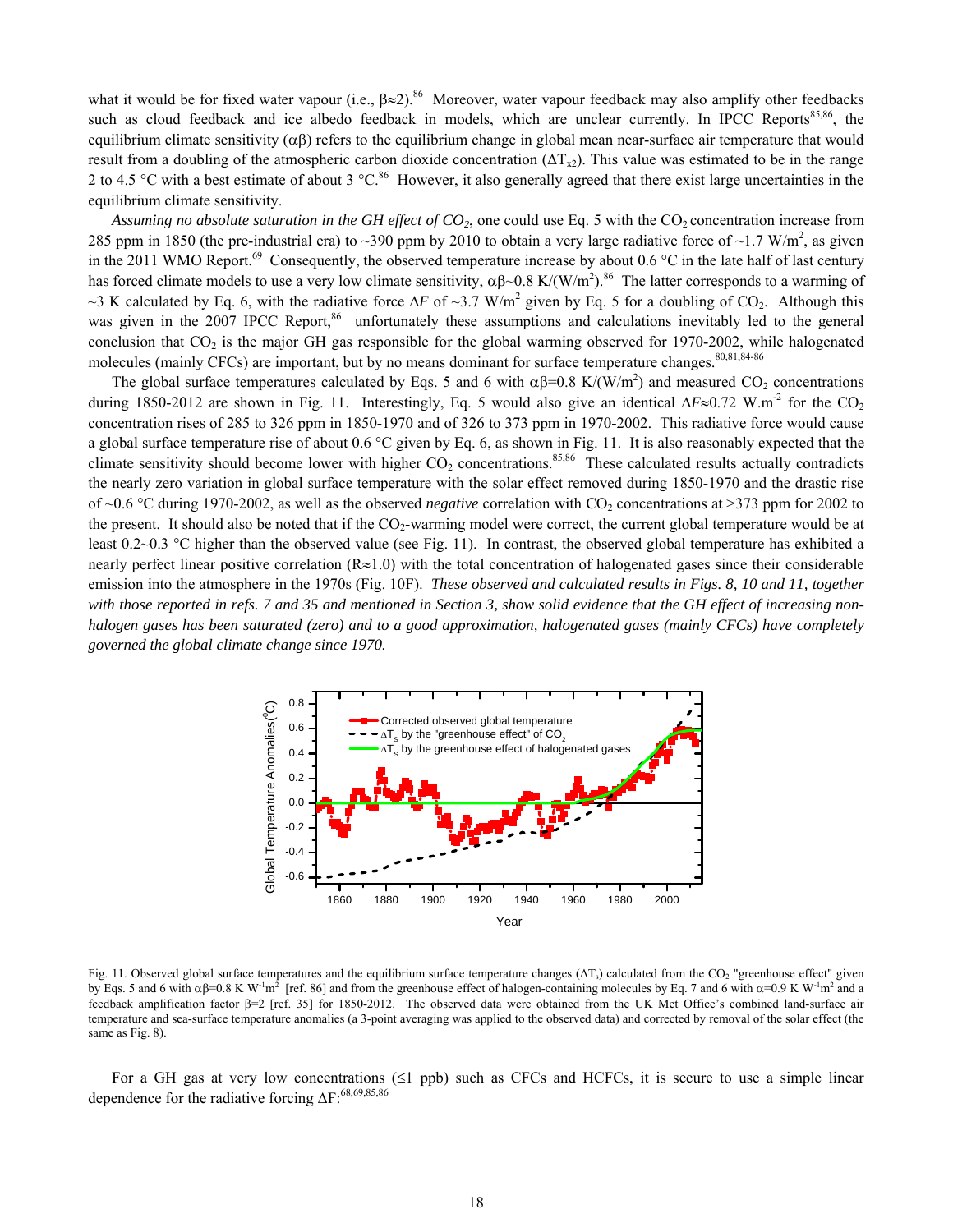what it would be for fixed water vapour (i.e., $\beta \approx 2$).[86] Moreover, water vapour feedback may also amplify other feedbacks such as cloud feedback and ice albedo feedback in models, which are unclear currently. In IPCC Reports[85,86], the equilibrium climate sensitivity ($\alpha\beta$) refers to the equilibrium change in global mean near-surface air temperature that would result from a doubling of the atmospheric carbon dioxide concentration ($\Delta T_{x2}$). This value was estimated to be in the range 2 to 4.5 °C with a best estimate of about 3 °C.[86] However, it also generally agreed that there exist large uncertainties in the equilibrium climate sensitivity.

*Assuming no absolute saturation in the GH effect of $CO_2$*, one could use Eq. 5 with the $CO_2$ concentration increase from 285 ppm in 1850 (the pre-industrial era) to ~390 ppm by 2010 to obtain a very large radiative force of ~1.7 W/m$^2$, as given in the 2011 WMO Report.[69] Consequently, the observed temperature increase by about 0.6 °C in the late half of last century has forced climate models to use a very low climate sensitivity, $\alpha\beta$~0.8 K/(W/m$^2$).[86] The latter corresponds to a warming of ~3 K calculated by Eq. 6, with the radiative force $\Delta F$ of ~3.7 W/m$^2$ given by Eq. 5 for a doubling of $CO_2$. Although this was given in the 2007 IPCC Report,[86] unfortunately these assumptions and calculations inevitably led to the general conclusion that $CO_2$ is the major GH gas responsible for the global warming observed for 1970-2002, while halogenated molecules (mainly CFCs) are important, but by no means dominant for surface temperature changes.[80,81,84-86]

The global surface temperatures calculated by Eqs. 5 and 6 with $\alpha\beta$=0.8 K/(W/m$^2$) and measured $CO_2$ concentrations during 1850-2012 are shown in Fig. 11. Interestingly, Eq. 5 would also give an identical $\Delta F \approx 0.72$ W.m$^{-2}$ for the $CO_2$ concentration rises of 285 to 326 ppm in 1850-1970 and of 326 to 373 ppm in 1970-2002. This radiative force would cause a global surface temperature rise of about 0.6 °C given by Eq. 6, as shown in Fig. 11. It is also reasonably expected that the climate sensitivity should become lower with higher $CO_2$ concentrations.[85,86] These calculated results actually contradicts the nearly zero variation in global surface temperature with the solar effect removed during 1850-1970 and the drastic rise of ~0.6 °C during 1970-2002, as well as the observed *negative* correlation with $CO_2$ concentrations at >373 ppm for 2002 to the present. It should also be noted that if the $CO_2$-warming model were correct, the current global temperature would be at least 0.2~0.3 °C higher than the observed value (see Fig. 11). In contrast, the observed global temperature has exhibited a nearly perfect linear positive correlation ($R \approx 1.0$) with the total concentration of halogenated gases since their considerable emission into the atmosphere in the 1970s (Fig. 10F). *These observed and calculated results in Figs. 8, 10 and 11, together with those reported in refs. 7 and 35 and mentioned in Section 3, show solid evidence that the GH effect of increasing non-halogen gases has been saturated (zero) and to a good approximation, halogenated gases (mainly CFCs) have completely governed the global climate change since 1970.*

Fig. 11. Observed global surface temperatures and the equilibrium surface temperature changes ($\Delta T_s$) calculated from the $CO_2$ "greenhouse effect" given by Eqs. 5 and 6 with $\alpha\beta$=0.8 K W$^{-1}$m$^2$ [ref. 86] and from the greenhouse effect of halogen-containing molecules by Eq. 7 and 6 with $\alpha$=0.9 K W$^{-1}$m$^2$ and a feedback amplification factor $\beta$=2 [ref. 35] for 1850-2012. The observed data were obtained from the UK Met Office's combined land-surface air temperature and sea-surface temperature anomalies (a 3-point averaging was applied to the observed data) and corrected by removal of the solar effect (the same as Fig. 8).

For a GH gas at very low concentrations (≤1 ppb) such as CFCs and HCFCs, it is secure to use a simple linear dependence for the radiative forcing $\Delta F$:[68,69,85,86]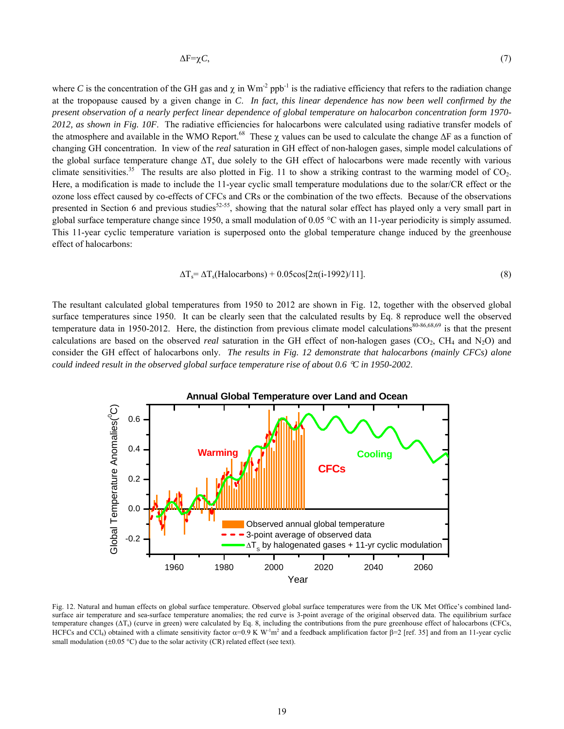$$\Delta F = \chi C, \tag{7}$$

where $C$ is the concentration of the GH gas and $\chi$ in $Wm^{-2}$ $ppb^{-1}$ is the radiative efficiency that refers to the radiation change at the tropopause caused by a given change in $C$. *In fact, this linear dependence has now been well confirmed by the present observation of a nearly perfect linear dependence of global temperature on halocarbon concentration form 1970-2012, as shown in Fig. 10F*. The radiative efficiencies for halocarbons were calculated using radiative transfer models of the atmosphere and available in the WMO Report.[68] These $\chi$ values can be used to calculate the change $\Delta F$ as a function of changing GH concentration. In view of the *real* saturation in GH effect of non-halogen gases, simple model calculations of the global surface temperature change $\Delta T_s$ due solely to the GH effect of halocarbons were made recently with various climate sensitivities.[35] The results are also plotted in Fig. 11 to show a striking contrast to the warming model of $CO_2$. Here, a modification is made to include the 11-year cyclic small temperature modulations due to the solar/CR effect or the ozone loss effect caused by co-effects of CFCs and CRs or the combination of the two effects. Because of the observations presented in Section 6 and previous studies[52-55], showing that the natural solar effect has played only a very small part in global surface temperature change since 1950, a small modulation of 0.05 °C with an 11-year periodicity is simply assumed. This 11-year cyclic temperature variation is superposed onto the global temperature change induced by the greenhouse effect of halocarbons:

$$\Delta T_s = \Delta T_s(\text{Halocarbons}) + 0.05\cos[2\pi(i-1992)/11]. \tag{8}$$

The resultant calculated global temperatures from 1950 to 2012 are shown in Fig. 12, together with the observed global surface temperatures since 1950. It can be clearly seen that the calculated results by Eq. 8 reproduce well the observed temperature data in 1950-2012. Here, the distinction from previous climate model calculations[80-86,68,69] is that the present calculations are based on the observed *real* saturation in the GH effect of non-halogen gases ($CO_2$, $CH_4$ and $N_2O$) and consider the GH effect of halocarbons only. *The results in Fig. 12 demonstrate that halocarbons (mainly CFCs) alone could indeed result in the observed global surface temperature rise of about 0.6 °C in 1950-2002*.

Fig. 12. Natural and human effects on global surface temperature. Observed global surface temperatures were from the UK Met Office's combined land-surface air temperature and sea-surface temperature anomalies; the red curve is 3-point average of the original observed data. The equilibrium surface temperature changes ($\Delta T_s$) (curve in green) were calculated by Eq. 8, including the contributions from the pure greenhouse effect of halocarbons (CFCs, HCFCs and $CCl_4$) obtained with a climate sensitivity factor $\alpha$=0.9 K $W^{-1}m^2$ and a feedback amplification factor $\beta$=2 [ref. 35] and from an 11-year cyclic small modulation (±0.05 °C) due to the solar activity (CR) related effect (see text).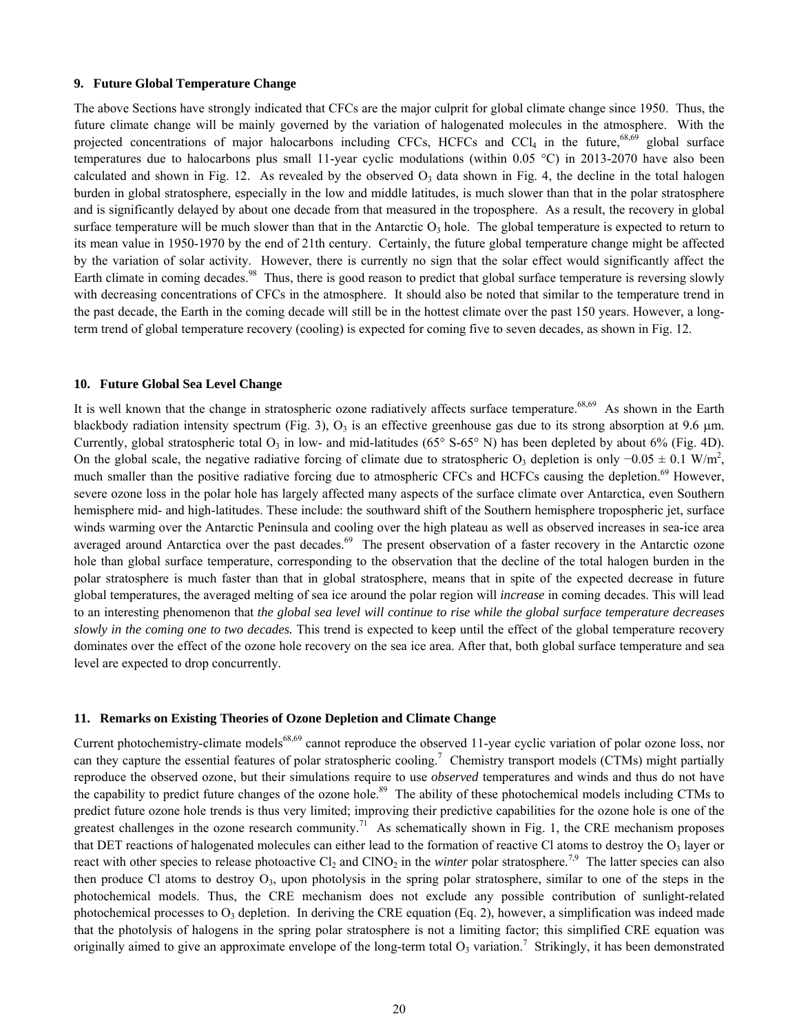## 9. Future Global Temperature Change

The above Sections have strongly indicated that CFCs are the major culprit for global climate change since 1950. Thus, the future climate change will be mainly governed by the variation of halogenated molecules in the atmosphere. With the projected concentrations of major halocarbons including CFCs, HCFCs and $CCl_4$ in the future,[68,69] global surface temperatures due to halocarbons plus small 11-year cyclic modulations (within 0.05 °C) in 2013-2070 have also been calculated and shown in Fig. 12. As revealed by the observed $O_3$ data shown in Fig. 4, the decline in the total halogen burden in global stratosphere, especially in the low and middle latitudes, is much slower than that in the polar stratosphere and is significantly delayed by about one decade from that measured in the troposphere. As a result, the recovery in global surface temperature will be much slower than that in the Antarctic $O_3$ hole. The global temperature is expected to return to its mean value in 1950-1970 by the end of 21th century. Certainly, the future global temperature change might be affected by the variation of solar activity. However, there is currently no sign that the solar effect would significantly affect the Earth climate in coming decades.[98] Thus, there is good reason to predict that global surface temperature is reversing slowly with decreasing concentrations of CFCs in the atmosphere. It should also be noted that similar to the temperature trend in the past decade, the Earth in the coming decade will still be in the hottest climate over the past 150 years. However, a long-term trend of global temperature recovery (cooling) is expected for coming five to seven decades, as shown in Fig. 12.

## 10. Future Global Sea Level Change

It is well known that the change in stratospheric ozone radiatively affects surface temperature.[68,69] As shown in the Earth blackbody radiation intensity spectrum (Fig. 3), $O_3$ is an effective greenhouse gas due to its strong absorption at 9.6 μm. Currently, global stratospheric total $O_3$ in low- and mid-latitudes (65° S-65° N) has been depleted by about 6% (Fig. 4D). On the global scale, the negative radiative forcing of climate due to stratospheric $O_3$ depletion is only $-0.05 \pm 0.1$ W/m$^2$, much smaller than the positive radiative forcing due to atmospheric CFCs and HCFCs causing the depletion.[69] However, severe ozone loss in the polar hole has largely affected many aspects of the surface climate over Antarctica, even Southern hemisphere mid- and high-latitudes. These include: the southward shift of the Southern hemisphere tropospheric jet, surface winds warming over the Antarctic Peninsula and cooling over the high plateau as well as observed increases in sea-ice area averaged around Antarctica over the past decades.[69] The present observation of a faster recovery in the Antarctic ozone hole than global surface temperature, corresponding to the observation that the decline of the total halogen burden in the polar stratosphere is much faster than that in global stratosphere, means that in spite of the expected decrease in future global temperatures, the averaged melting of sea ice around the polar region will *increase* in coming decades. This will lead to an interesting phenomenon that *the global sea level will continue to rise while the global surface temperature decreases slowly in the coming one to two decades.* This trend is expected to keep until the effect of the global temperature recovery dominates over the effect of the ozone hole recovery on the sea ice area. After that, both global surface temperature and sea level are expected to drop concurrently.

## 11. Remarks on Existing Theories of Ozone Depletion and Climate Change

Current photochemistry-climate models[68,69] cannot reproduce the observed 11-year cyclic variation of polar ozone loss, nor can they capture the essential features of polar stratospheric cooling.[7] Chemistry transport models (CTMs) might partially reproduce the observed ozone, but their simulations require to use *observed* temperatures and winds and thus do not have the capability to predict future changes of the ozone hole.[89] The ability of these photochemical models including CTMs to predict future ozone hole trends is thus very limited; improving their predictive capabilities for the ozone hole is one of the greatest challenges in the ozone research community.[71] As schematically shown in Fig. 1, the CRE mechanism proposes that DET reactions of halogenated molecules can either lead to the formation of reactive Cl atoms to destroy the $O_3$ layer or react with other species to release photoactive $Cl_2$ and $ClNO_2$ in the *winter* polar stratosphere.[7,9] The latter species can also then produce Cl atoms to destroy $O_3$, upon photolysis in the spring polar stratosphere, similar to one of the steps in the photochemical models. Thus, the CRE mechanism does not exclude any possible contribution of sunlight-related photochemical processes to $O_3$ depletion. In deriving the CRE equation (Eq. 2), however, a simplification was indeed made that the photolysis of halogens in the spring polar stratosphere is not a limiting factor; this simplified CRE equation was originally aimed to give an approximate envelope of the long-term total $O_3$ variation.[7] Strikingly, it has been demonstrated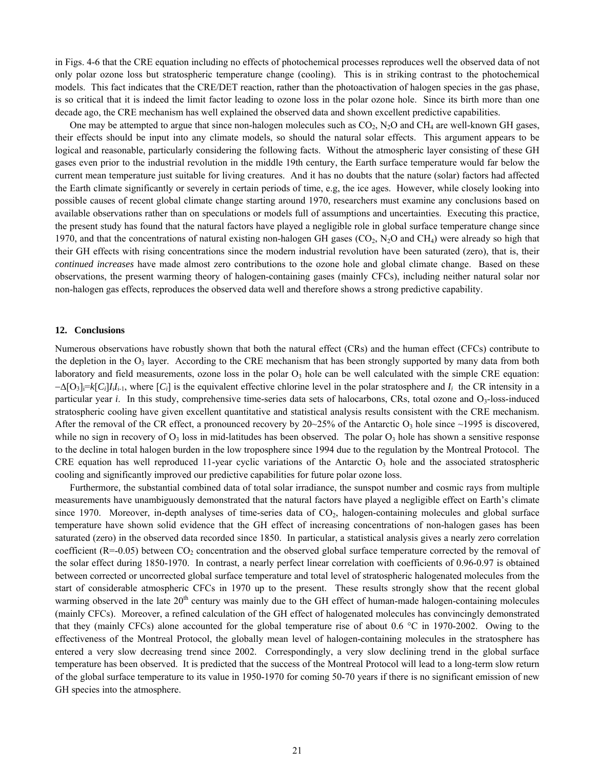in Figs. 4-6 that the CRE equation including no effects of photochemical processes reproduces well the observed data of not only polar ozone loss but stratospheric temperature change (cooling). This is in striking contrast to the photochemical models. This fact indicates that the CRE/DET reaction, rather than the photoactivation of halogen species in the gas phase, is so critical that it is indeed the limit factor leading to ozone loss in the polar ozone hole. Since its birth more than one decade ago, the CRE mechanism has well explained the observed data and shown excellent predictive capabilities.

One may be attempted to argue that since non-halogen molecules such as $CO_2$, $N_2O$ and $CH_4$ are well-known GH gases, their effects should be input into any climate models, so should the natural solar effects. This argument appears to be logical and reasonable, particularly considering the following facts. Without the atmospheric layer consisting of these GH gases even prior to the industrial revolution in the middle 19th century, the Earth surface temperature would far below the current mean temperature just suitable for living creatures. And it has no doubts that the nature (solar) factors had affected the Earth climate significantly or severely in certain periods of time, e.g, the ice ages. However, while closely looking into possible causes of recent global climate change starting around 1970, researchers must examine any conclusions based on available observations rather than on speculations or models full of assumptions and uncertainties. Executing this practice, the present study has found that the natural factors have played a negligible role in global surface temperature change since 1970, and that the concentrations of natural existing non-halogen GH gases ($CO_2$, $N_2O$ and $CH_4$) were already so high that their GH effects with rising concentrations since the modern industrial revolution have been saturated (zero), that is, their *continued increases* have made almost zero contributions to the ozone hole and global climate change. Based on these observations, the present warming theory of halogen-containing gases (mainly CFCs), including neither natural solar nor non-halogen gas effects, reproduces the observed data well and therefore shows a strong predictive capability.

## 12. Conclusions

Numerous observations have robustly shown that both the natural effect (CRs) and the human effect (CFCs) contribute to the depletion in the $O_3$ layer. According to the CRE mechanism that has been strongly supported by many data from both laboratory and field measurements, ozone loss in the polar $O_3$ hole can be well calculated with the simple CRE equation: $-\Delta[O_3]_i=k[C_i]I_iI_{i-1}$, where $[C_i]$ is the equivalent effective chlorine level in the polar stratosphere and $I_i$ the CR intensity in a particular year $i$. In this study, comprehensive time-series data sets of halocarbons, CRs, total ozone and $O_3$-loss-induced stratospheric cooling have given excellent quantitative and statistical analysis results consistent with the CRE mechanism. After the removal of the CR effect, a pronounced recovery by 20~25% of the Antarctic $O_3$ hole since ~1995 is discovered, while no sign in recovery of $O_3$ loss in mid-latitudes has been observed. The polar $O_3$ hole has shown a sensitive response to the decline in total halogen burden in the low troposphere since 1994 due to the regulation by the Montreal Protocol. The CRE equation has well reproduced 11-year cyclic variations of the Antarctic $O_3$ hole and the associated stratospheric cooling and significantly improved our predictive capabilities for future polar ozone loss.

Furthermore, the substantial combined data of total solar irradiance, the sunspot number and cosmic rays from multiple measurements have unambiguously demonstrated that the natural factors have played a negligible effect on Earth's climate since 1970. Moreover, in-depth analyses of time-series data of $CO_2$, halogen-containing molecules and global surface temperature have shown solid evidence that the GH effect of increasing concentrations of non-halogen gases has been saturated (zero) in the observed data recorded since 1850. In particular, a statistical analysis gives a nearly zero correlation coefficient ($R=-0.05$) between $CO_2$ concentration and the observed global surface temperature corrected by the removal of the solar effect during 1850-1970. In contrast, a nearly perfect linear correlation with coefficients of 0.96-0.97 is obtained between corrected or uncorrected global surface temperature and total level of stratospheric halogenated molecules from the start of considerable atmospheric CFCs in 1970 up to the present. These results strongly show that the recent global warming observed in the late 20th century was mainly due to the GH effect of human-made halogen-containing molecules (mainly CFCs). Moreover, a refined calculation of the GH effect of halogenated molecules has convincingly demonstrated that they (mainly CFCs) alone accounted for the global temperature rise of about 0.6 °C in 1970-2002. Owing to the effectiveness of the Montreal Protocol, the globally mean level of halogen-containing molecules in the stratosphere has entered a very slow decreasing trend since 2002. Correspondingly, a very slow declining trend in the global surface temperature has been observed. It is predicted that the success of the Montreal Protocol will lead to a long-term slow return of the global surface temperature to its value in 1950-1970 for coming 50-70 years if there is no significant emission of new GH species into the atmosphere.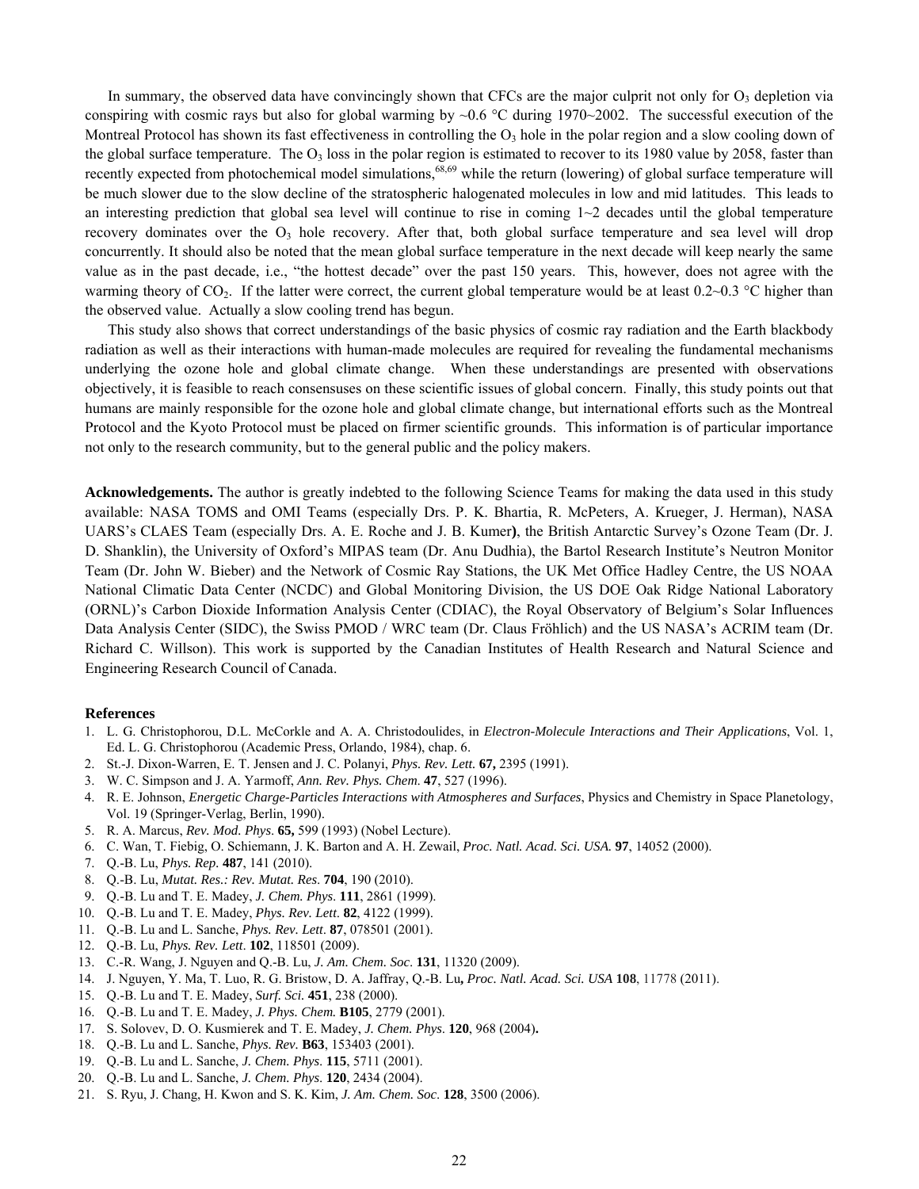In summary, the observed data have convincingly shown that CFCs are the major culprit not only for $O_3$ depletion via conspiring with cosmic rays but also for global warming by ~0.6 °C during 1970~2002. The successful execution of the Montreal Protocol has shown its fast effectiveness in controlling the $O_3$ hole in the polar region and a slow cooling down of the global surface temperature. The $O_3$ loss in the polar region is estimated to recover to its 1980 value by 2058, faster than recently expected from photochemical model simulations,[68,69] while the return (lowering) of global surface temperature will be much slower due to the slow decline of the stratospheric halogenated molecules in low and mid latitudes. This leads to an interesting prediction that global sea level will continue to rise in coming 1~2 decades until the global temperature recovery dominates over the $O_3$ hole recovery. After that, both global surface temperature and sea level will drop concurrently. It should also be noted that the mean global surface temperature in the next decade will keep nearly the same value as in the past decade, i.e., "the hottest decade" over the past 150 years. This, however, does not agree with the warming theory of $CO_2$. If the latter were correct, the current global temperature would be at least 0.2~0.3 °C higher than the observed value. Actually a slow cooling trend has begun.

This study also shows that correct understandings of the basic physics of cosmic ray radiation and the Earth blackbody radiation as well as their interactions with human-made molecules are required for revealing the fundamental mechanisms underlying the ozone hole and global climate change. When these understandings are presented with observations objectively, it is feasible to reach consensuses on these scientific issues of global concern. Finally, this study points out that humans are mainly responsible for the ozone hole and global climate change, but international efforts such as the Montreal Protocol and the Kyoto Protocol must be placed on firmer scientific grounds. This information is of particular importance not only to the research community, but to the general public and the policy makers.

**Acknowledgements.** The author is greatly indebted to the following Science Teams for making the data used in this study available: NASA TOMS and OMI Teams (especially Drs. P. K. Bhartia, R. McPeters, A. Krueger, J. Herman), NASA UARS's CLAES Team (especially Drs. A. E. Roche and J. B. Kumer**)**, the British Antarctic Survey's Ozone Team (Dr. J. D. Shanklin), the University of Oxford's MIPAS team (Dr. Anu Dudhia), the Bartol Research Institute's Neutron Monitor Team (Dr. John W. Bieber) and the Network of Cosmic Ray Stations, the UK Met Office Hadley Centre, the US NOAA National Climatic Data Center (NCDC) and Global Monitoring Division, the US DOE Oak Ridge National Laboratory (ORNL)'s Carbon Dioxide Information Analysis Center (CDIAC), the Royal Observatory of Belgium's Solar Influences Data Analysis Center (SIDC), the Swiss PMOD / WRC team (Dr. Claus Fröhlich) and the US NASA's ACRIM team (Dr. Richard C. Willson). This work is supported by the Canadian Institutes of Health Research and Natural Science and Engineering Research Council of Canada.

### References

1. L. G. Christophorou, D.L. McCorkle and A. A. Christodoulides, in *Electron-Molecule Interactions and Their Applications*, Vol. 1, Ed. L. G. Christophorou (Academic Press, Orlando, 1984), chap. 6.
2. St.-J. Dixon-Warren, E. T. Jensen and J. C. Polanyi, *Phys. Rev. Lett.* **67,** 2395 (1991).
3. W. C. Simpson and J. A. Yarmoff, *Ann. Rev. Phys. Chem*. **47**, 527 (1996).
4. R. E. Johnson, *Energetic Charge-Particles Interactions with Atmospheres and Surfaces*, Physics and Chemistry in Space Planetology, Vol. 19 (Springer-Verlag, Berlin, 1990).
5. R. A. Marcus, *Rev. Mod. Phys*. **65,** 599 (1993) (Nobel Lecture).
6. C. Wan, T. Fiebig, O. Schiemann, J. K. Barton and A. H. Zewail, *Proc. Natl. Acad. Sci. USA.* **97**, 14052 (2000).
7. Q.-B. Lu, *Phys. Rep*. **487**, 141 (2010).
8. Q.-B. Lu, *Mutat. Res.: Rev. Mutat. Res*. **704**, 190 (2010).
9. Q.-B. Lu and T. E. Madey, *J. Chem. Phys*. **111**, 2861 (1999).
10. Q.-B. Lu and T. E. Madey, *Phys. Rev. Lett*. **82**, 4122 (1999).
11. Q.-B. Lu and L. Sanche, *Phys. Rev. Lett*. **87**, 078501 (2001).
12. Q.-B. Lu, *Phys. Rev. Lett*. **102**, 118501 (2009).
13. C.-R. Wang, J. Nguyen and Q.-B. Lu, *J. Am. Chem. Soc*. **131**, 11320 (2009).
14. J. Nguyen, Y. Ma, T. Luo, R. G. Bristow, D. A. Jaffray, Q.-B. Lu**,** *Proc. Natl. Acad. Sci. USA* **108**, 11778 (2011).
15. Q.-B. Lu and T. E. Madey, *Surf. Sci.* **451**, 238 (2000).
16. Q.-B. Lu and T. E. Madey, *J. Phys. Chem.* **B105**, 2779 (2001).
17. S. Solovev, D. O. Kusmierek and T. E. Madey, *J. Chem. Phys*. **120**, 968 (2004**).**
18. Q.-B. Lu and L. Sanche, *Phys. Rev.* **B63**, 153403 (2001).
19. Q.-B. Lu and L. Sanche, *J. Chem. Phys*. **115**, 5711 (2001).
20. Q.-B. Lu and L. Sanche, *J. Chem. Phys*. **120**, 2434 (2004).
21. S. Ryu, J. Chang, H. Kwon and S. K. Kim, *J. Am. Chem. Soc*. **128**, 3500 (2006).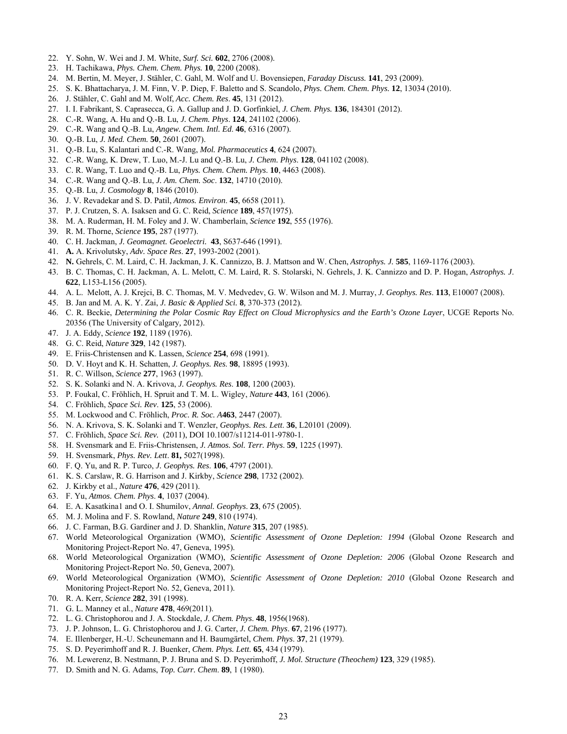22. Y. Sohn, W. Wei and J. M. White, *Surf. Sci.* **602**, 2706 (2008).
23. H. Tachikawa, *Phys. Chem. Chem. Phys.* **10**, 2200 (2008).
24. M. Bertin, M. Meyer, J. Stähler, C. Gahl, M. Wolf and U. Bovensiepen, *Faraday Discuss.* **141**, 293 (2009).
25. S. K. Bhattacharya, J. M. Finn, V. P. Diep, F. Baletto and S. Scandolo, *Phys. Chem. Chem. Phys.* **12**, 13034 (2010).
26. J. Stähler, C. Gahl and M. Wolf, *Acc. Chem. Res*. **45**, 131 (2012).
27. I. I. Fabrikant, S. Caprasecca, G. A. Gallup and J. D. Gorfinkiel, *J. Chem. Phys.* **136**, 184301 (2012).
28. C.-R. Wang, A. Hu and Q.-B. Lu, *J. Chem. Phys*. **124**, 241102 (2006).
29. C.-R. Wang and Q.-B. Lu, *Angew. Chem. Intl. Ed*. **46**, 6316 (2007).
30. Q.-B. Lu, *J. Med. Chem.* **50**, 2601 (2007).
31. Q.-B. Lu, S. Kalantari and C.-R. Wang, *Mol. Pharmaceutics* **4**, 624 (2007).
32. C.-R. Wang, K. Drew, T. Luo, M.-J. Lu and Q.-B. Lu, *J. Chem. Phys*. **128**, 041102 (2008).
33. C. R. Wang, T. Luo and Q.-B. Lu, *Phys. Chem. Chem. Phys*. **10**, 4463 (2008).
34. C.-R. Wang and Q.-B. Lu, *J. Am. Chem. Soc*. **132**, 14710 (2010).
35. Q.-B. Lu, *J. Cosmology* **8**, 1846 (2010).
36. J. V. Revadekar and S. D. Patil, *Atmos. Environ*. **45**, 6658 (2011).
37. P. J. Crutzen, S. A. Isaksen and G. C. Reid, *Science* **189**, 457(1975).
38. M. A. Ruderman, H. M. Foley and J. W. Chamberlain, *Science* **192**, 555 (1976).
39. R. M. Thorne, *Science* **195**, 287 (1977).
40. C. H. Jackman, *J. Geomagnet. Geoelectri.* **43**, S637-646 (1991).
41. **A.** A. Krivolutsky, *Adv. Space Res*. **27**, 1993-2002 (2001).
42. **N.** Gehrels, C. M. Laird, C. H. Jackman, J. K. Cannizzo, B. J. Mattson and W. Chen, *Astrophys. J.* **585**, 1169-1176 (2003).
43. B. C. Thomas, C. H. Jackman, A. L. Melott, C. M. Laird, R. S. Stolarski, N. Gehrels, J. K. Cannizzo and D. P. Hogan, *Astrophys. J*. **622**, L153-L156 (2005).
44. A. L. Melott, A. J. Krejci, B. C. Thomas, M. V. Medvedev, G. W. Wilson and M. J. Murray, *J. Geophys. Res*. **113**, E10007 (2008).
45. B. Jan and M. A. K. Y. Zai, *J. Basic & Applied Sci.* **8**, 370-373 (2012).
46. C. R. Beckie, *Determining the Polar Cosmic Ray Effect on Cloud Microphysics and the Earth's Ozone Layer*, UCGE Reports No. 20356 (The University of Calgary, 2012).
47. J. A. Eddy, *Science* **192**, 1189 (1976).
48. G. C. Reid, *Nature* **329**, 142 (1987).
49. E. Friis-Christensen and K. Lassen, *Science* **254**, 698 (1991).
50. D. V. Hoyt and K. H. Schatten, *J. Geophys. Res.* **98**, 18895 (1993).
51. R. C. Willson, *Science* **277**, 1963 (1997).
52. S. K. Solanki and N. A. Krivova, *J. Geophys. Res.* **108**, 1200 (2003).
53. P. Foukal, C. Fröhlich, H. Spruit and T. M. L. Wigley, *Nature* **443**, 161 (2006).
54. C. Fröhlich, *Space Sci. Rev*. **125**, 53 (2006).
55. M. Lockwood and C. Fröhlich, *Proc. R. Soc. A***463**, 2447 (2007).
56. N. A. Krivova, S. K. Solanki and T. Wenzler, *Geophys. Res. Lett.* **36**, L20101 (2009).
57. C. Fröhlich, *Space Sci. Rev.* (2011), DOI 10.1007/s11214-011-9780-1.
58. H. Svensmark and E. Friis-Christensen, *J. Atmos. Sol. Terr. Phys*. **59**, 1225 (1997).
59. H. Svensmark, *Phys. Rev. Lett*. **81,** 5027(1998).
60. F. Q. Yu, and R. P. Turco, *J. Geophys. Res*. **106**, 4797 (2001).
61. K. S. Carslaw, R. G. Harrison and J. Kirkby, *Science* **298**, 1732 (2002).
62. J. Kirkby et al., *Nature* **476**, 429 (2011).
63. F. Yu, *Atmos. Chem. Phys*. **4**, 1037 (2004).
64. E. A. Kasatkina1 and O. I. Shumilov, *Annal. Geophys*. **23**, 675 (2005).
65. M. J. Molina and F. S. Rowland, *Nature* **249**, 810 (1974).
66. J. C. Farman, B.G. Gardiner and J. D. Shanklin, *Nature* **315**, 207 (1985).
67. World Meteorological Organization (WMO), *Scientific Assessment of Ozone Depletion: 1994* (Global Ozone Research and Monitoring Project-Report No. 47, Geneva, 1995).
68. World Meteorological Organization (WMO), *Scientific Assessment of Ozone Depletion: 2006* (Global Ozone Research and Monitoring Project-Report No. 50, Geneva, 2007).
69. World Meteorological Organization (WMO), *Scientific Assessment of Ozone Depletion: 2010* (Global Ozone Research and Monitoring Project-Report No. 52, Geneva, 2011).
70. R. A. Kerr, *Science* **282**, 391 (1998).
71. G. L. Manney et al., *Nature* **478**, 469(2011).
72. L. G. Christophorou and J. A. Stockdale, *J. Chem. Phys*. **48**, 1956(1968).
73. J. P. Johnson, L. G. Christophorou and J. G. Carter, *J. Chem. Phys*. **67**, 2196 (1977).
74. E. Illenberger, H.-U. Scheunemann and H. Baumgärtel, *Chem. Phys*. **37**, 21 (1979).
75. S. D. Peyerimhoff and R. J. Buenker, *Chem. Phys. Lett*. **65**, 434 (1979).
76. M. Lewerenz, B. Nestmann, P. J. Bruna and S. D. Peyerimhoff, *J. Mol. Structure (Theochem)* **123**, 329 (1985).
77. D. Smith and N. G. Adams, *Top. Curr. Chem*. **89**, 1 (1980).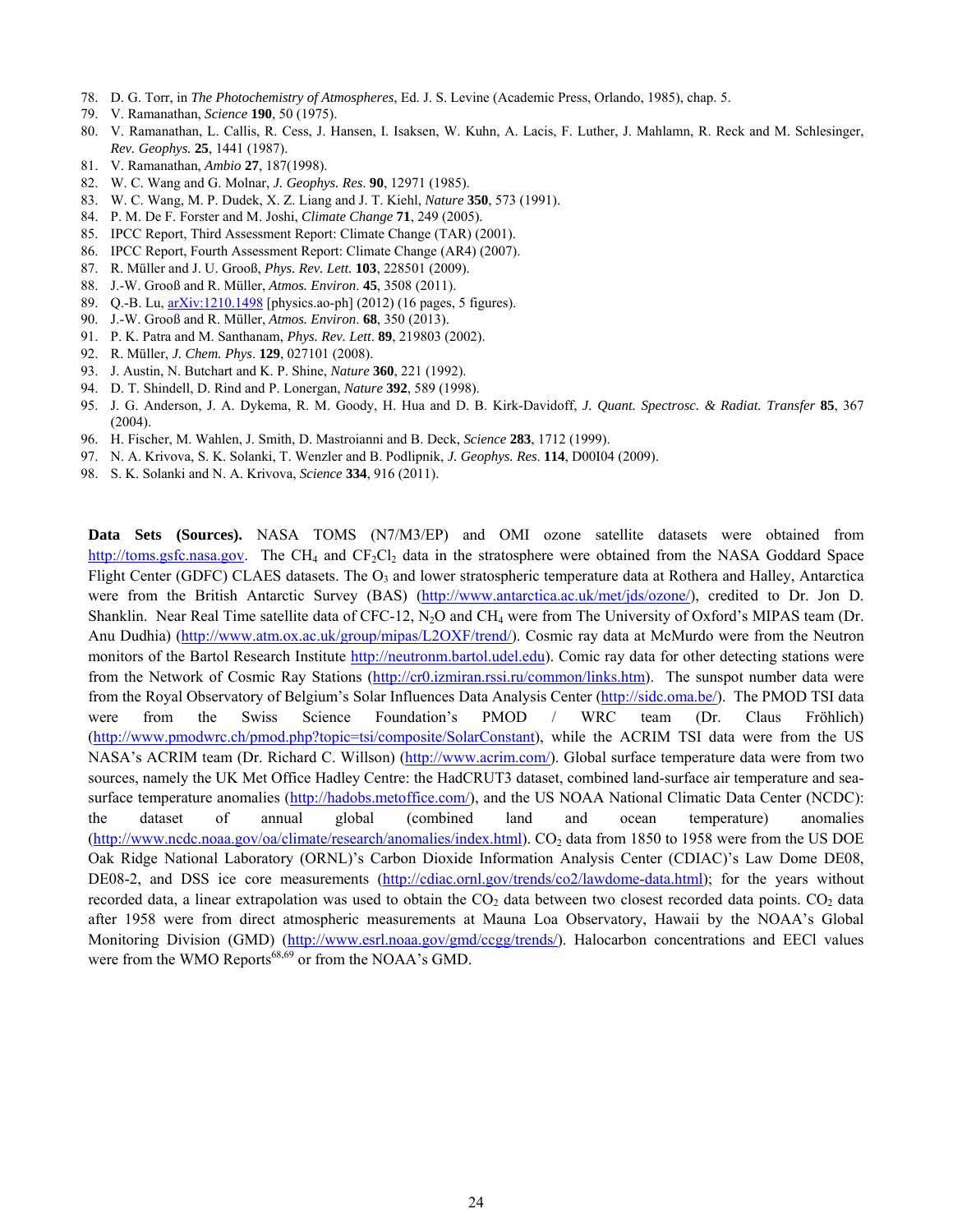78. D. G. Torr, in *The Photochemistry of Atmospheres*, Ed. J. S. Levine (Academic Press, Orlando, 1985), chap. 5.
79. V. Ramanathan, *Science* **190**, 50 (1975).
80. V. Ramanathan, L. Callis, R. Cess, J. Hansen, I. Isaksen, W. Kuhn, A. Lacis, F. Luther, J. Mahlamn, R. Reck and M. Schlesinger, *Rev. Geophys.* **25**, 1441 (1987).
81. V. Ramanathan, *Ambio* **27**, 187(1998).
82. W. C. Wang and G. Molnar, *J. Geophys. Res*. **90**, 12971 (1985).
83. W. C. Wang, M. P. Dudek, X. Z. Liang and J. T. Kiehl, *Nature* **350**, 573 (1991).
84. P. M. De F. Forster and M. Joshi, *Climate Change* **71**, 249 (2005).
85. IPCC Report, Third Assessment Report: Climate Change (TAR) (2001).
86. IPCC Report, Fourth Assessment Report: Climate Change (AR4) (2007).
87. R. Müller and J. U. Grooß, *Phys. Rev. Lett.* **103**, 228501 (2009).
88. J.-W. Grooß and R. Müller, *Atmos. Environ*. **45**, 3508 (2011).
89. Q.-B. Lu, arXiv:1210.1498 [physics.ao-ph] (2012) (16 pages, 5 figures).
90. J.-W. Grooß and R. Müller, *Atmos. Environ*. **68**, 350 (2013).
91. P. K. Patra and M. Santhanam, *Phys. Rev. Lett*. **89**, 219803 (2002).
92. R. Müller, *J. Chem. Phys*. **129**, 027101 (2008).
93. J. Austin, N. Butchart and K. P. Shine, *Nature* **360**, 221 (1992).
94. D. T. Shindell, D. Rind and P. Lonergan, *Nature* **392**, 589 (1998).
95. J. G. Anderson, J. A. Dykema, R. M. Goody, H. Hua and D. B. Kirk-Davidoff, *J. Quant. Spectrosc. & Radiat. Transfer* **85**, 367 (2004).
96. H. Fischer, M. Wahlen, J. Smith, D. Mastroianni and B. Deck, *Science* **283**, 1712 (1999).
97. N. A. Krivova, S. K. Solanki, T. Wenzler and B. Podlipnik, *J. Geophys. Res*. **114**, D00I04 (2009).
98. S. K. Solanki and N. A. Krivova, *Science* **334**, 916 (2011).

**Data Sets (Sources).** NASA TOMS (N7/M3/EP) and OMI ozone satellite datasets were obtained from http://toms.gsfc.nasa.gov. The $CH_4$ and $CF_2Cl_2$ data in the stratosphere were obtained from the NASA Goddard Space Flight Center (GDFC) CLAES datasets. The $O_3$ and lower stratospheric temperature data at Rothera and Halley, Antarctica were from the British Antarctic Survey (BAS) (http://www.antarctica.ac.uk/met/jds/ozone/), credited to Dr. Jon D. Shanklin. Near Real Time satellite data of CFC-12, $N_2O$ and $CH_4$ were from The University of Oxford's MIPAS team (Dr. Anu Dudhia) (http://www.atm.ox.ac.uk/group/mipas/L2OXF/trend/). Cosmic ray data at McMurdo were from the Neutron monitors of the Bartol Research Institute http://neutronm.bartol.udel.edu). Comic ray data for other detecting stations were from the Network of Cosmic Ray Stations (http://cr0.izmiran.rssi.ru/common/links.htm). The sunspot number data were from the Royal Observatory of Belgium's Solar Influences Data Analysis Center (http://sidc.oma.be/). The PMOD TSI data were from the Swiss Science Foundation's PMOD / WRC team (Dr. Claus Fröhlich) (http://www.pmodwrc.ch/pmod.php?topic=tsi/composite/SolarConstant), while the ACRIM TSI data were from the US NASA's ACRIM team (Dr. Richard C. Willson) (http://www.acrim.com/). Global surface temperature data were from two sources, namely the UK Met Office Hadley Centre: the HadCRUT3 dataset, combined land-surface air temperature and sea-surface temperature anomalies (http://hadobs.metoffice.com/), and the US NOAA National Climatic Data Center (NCDC): the dataset of annual global (combined land and ocean temperature) anomalies (http://www.ncdc.noaa.gov/oa/climate/research/anomalies/index.html). $CO_2$ data from 1850 to 1958 were from the US DOE Oak Ridge National Laboratory (ORNL)'s Carbon Dioxide Information Analysis Center (CDIAC)'s Law Dome DE08, DE08-2, and DSS ice core measurements (http://cdiac.ornl.gov/trends/co2/lawdome-data.html); for the years without recorded data, a linear extrapolation was used to obtain the $CO_2$ data between two closest recorded data points. $CO_2$ data after 1958 were from direct atmospheric measurements at Mauna Loa Observatory, Hawaii by the NOAA's Global Monitoring Division (GMD) (http://www.esrl.noaa.gov/gmd/ccgg/trends/). Halocarbon concentrations and EECl values were from the WMO Reports[68,69] or from the NOAA's GMD.